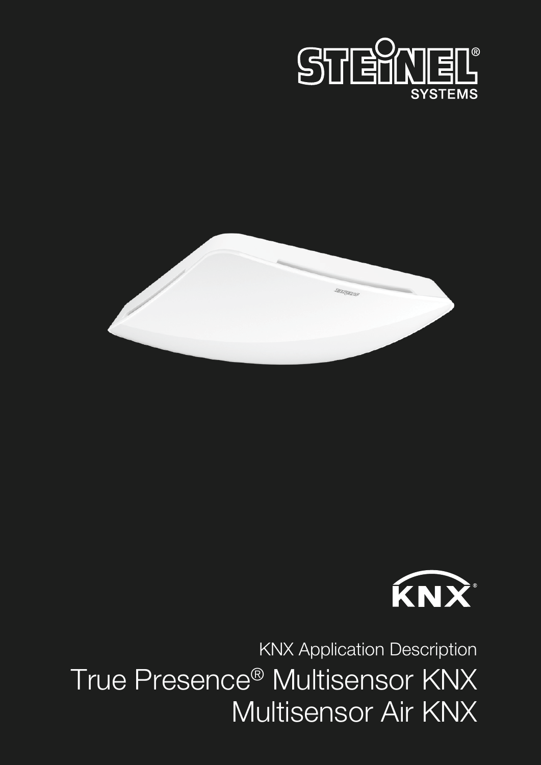STEINEL® SYSTEMS

KNX®

KNX Application Description

# True Presence® Multisensor KNX
# Multisensor Air KNX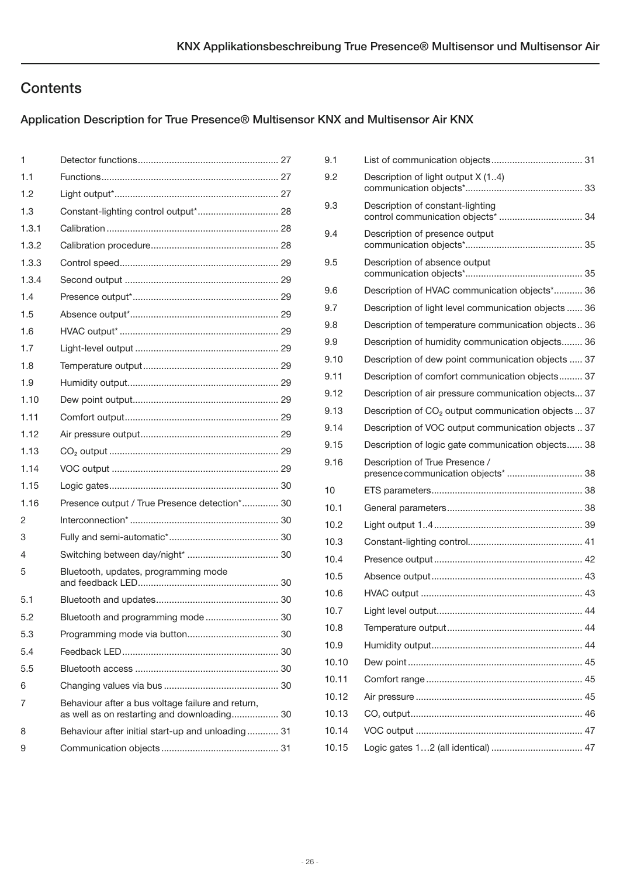## Contents

### Application Description for True Presence® Multisensor KNX and Multisensor Air KNX

| | | |
|---|---|---|
| 1 | Detector functions | 27 |
| 1.1 | Functions | 27 |
| 1.2 | Light output* | 27 |
| 1.3 | Constant-lighting control output* | 28 |
| 1.3.1 | Calibration | 28 |
| 1.3.2 | Calibration procedure | 28 |
| 1.3.3 | Control speed | 29 |
| 1.3.4 | Second output | 29 |
| 1.4 | Presence output* | 29 |
| 1.5 | Absence output* | 29 |
| 1.6 | HVAC output* | 29 |
| 1.7 | Light-level output | 29 |
| 1.8 | Temperature output | 29 |
| 1.9 | Humidity output | 29 |
| 1.10 | Dew point output | 29 |
| 1.11 | Comfort output | 29 |
| 1.12 | Air pressure output | 29 |
| 1.13 | $CO_2$ output | 29 |
| 1.14 | VOC output | 29 |
| 1.15 | Logic gates | 30 |
| 1.16 | Presence output / True Presence detection* | 30 |
| 2 | Interconnection* | 30 |
| 3 | Fully and semi-automatic* | 30 |
| 4 | Switching between day/night* | 30 |
| 5 | Bluetooth, updates, programming mode and feedback LED | 30 |
| 5.1 | Bluetooth and updates | 30 |
| 5.2 | Bluetooth and programming mode | 30 |
| 5.3 | Programming mode via button | 30 |
| 5.4 | Feedback LED | 30 |
| 5.5 | Bluetooth access | 30 |
| 6 | Changing values via bus | 30 |
| 7 | Behaviour after a bus voltage failure and return, as well as on restarting and downloading | 30 |
| 8 | Behaviour after initial start-up and unloading | 31 |
| 9 | Communication objects | 31 |
| 9.1 | List of communication objects | 31 |
| 9.2 | Description of light output X (1..4) communication objects* | 33 |
| 9.3 | Description of constant-lighting control communication objects* | 34 |
| 9.4 | Description of presence output communication objects* | 35 |
| 9.5 | Description of absence output communication objects* | 35 |
| 9.6 | Description of HVAC communication objects* | 36 |
| 9.7 | Description of light level communication objects | 36 |
| 9.8 | Description of temperature communication objects | 36 |
| 9.9 | Description of humidity communication objects | 36 |
| 9.10 | Description of dew point communication objects | 37 |
| 9.11 | Description of comfort communication objects | 37 |
| 9.12 | Description of air pressure communication objects | 37 |
| 9.13 | Description of $CO_2$ output communication objects | 37 |
| 9.14 | Description of VOC output communication objects | 37 |
| 9.15 | Description of logic gate communication objects | 38 |
| 9.16 | Description of True Presence / presence communication objects* | 38 |
| 10 | ETS parameters | 38 |
| 10.1 | General parameters | 38 |
| 10.2 | Light output 1..4 | 39 |
| 10.3 | Constant-lighting control | 41 |
| 10.4 | Presence output | 42 |
| 10.5 | Absence output | 43 |
| 10.6 | HVAC output | 43 |
| 10.7 | Light level output | 44 |
| 10.8 | Temperature output | 44 |
| 10.9 | Humidity output | 44 |
| 10.10 | Dew point | 45 |
| 10.11 | Comfort range | 45 |
| 10.12 | Air pressure | 45 |
| 10.13 | $CO_2$ output | 46 |
| 10.14 | VOC output | 47 |
| 10.15 | Logic gates 1…2 (all identical) | 47 |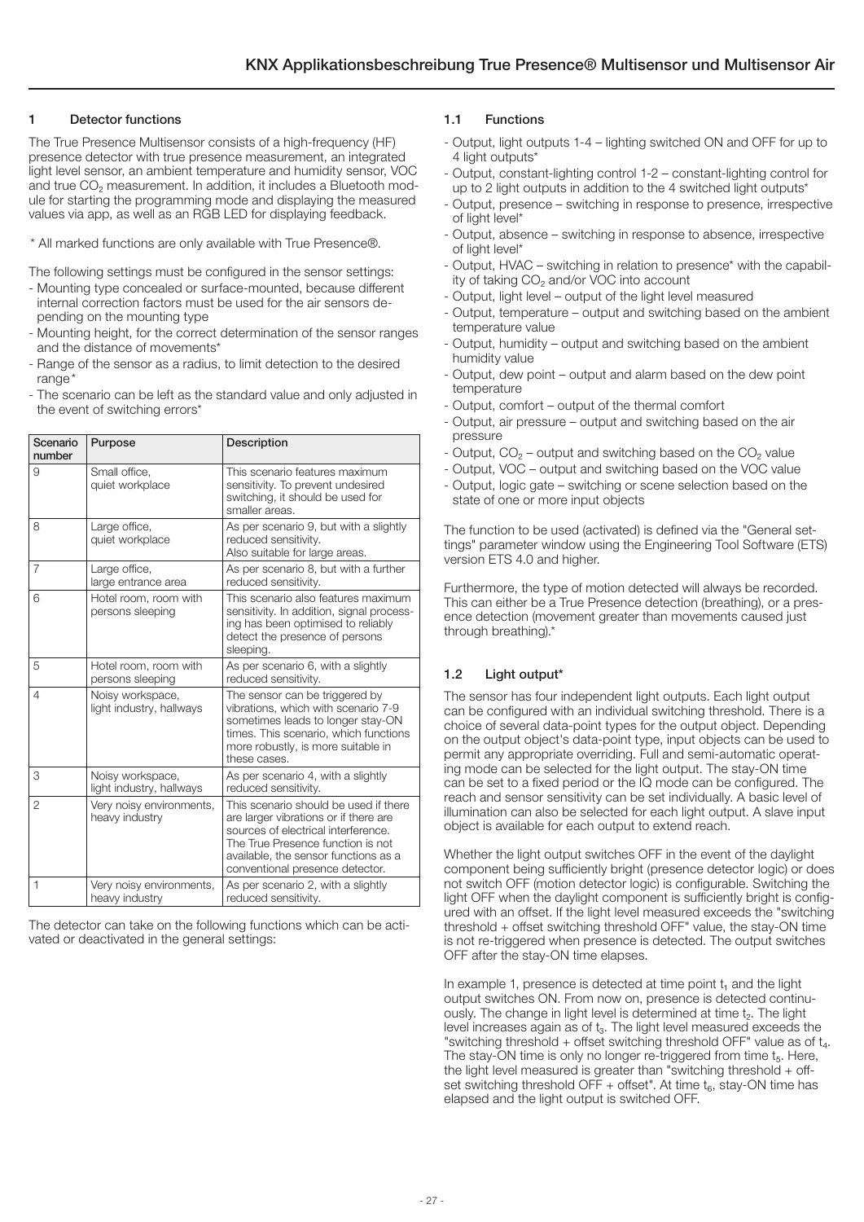## 1 Detector functions

The True Presence Multisensor consists of a high-frequency (HF) presence detector with true presence measurement, an integrated light level sensor, an ambient temperature and humidity sensor, VOC and true $CO_2$ measurement. In addition, it includes a Bluetooth module for starting the programming mode and displaying the measured values via app, as well as an RGB LED for displaying feedback.

* All marked functions are only available with True Presence®.

The following settings must be configured in the sensor settings:

- Mounting type concealed or surface-mounted, because different internal correction factors must be used for the air sensors depending on the mounting type
- Mounting height, for the correct determination of the sensor ranges and the distance of movements*
- Range of the sensor as a radius, to limit detection to the desired range*
- The scenario can be left as the standard value and only adjusted in the event of switching errors*

| Scenario number | Purpose | Description |
|---|---|---|
| 9 | Small office, quiet workplace | This scenario features maximum sensitivity. To prevent undesired switching, it should be used for smaller areas. |
| 8 | Large office, quiet workplace | As per scenario 9, but with a slightly reduced sensitivity. Also suitable for large areas. |
| 7 | Large office, large entrance area | As per scenario 8, but with a further reduced sensitivity. |
| 6 | Hotel room, room with persons sleeping | This scenario also features maximum sensitivity. In addition, signal processing has been optimised to reliably detect the presence of persons sleeping. |
| 5 | Hotel room, room with persons sleeping | As per scenario 6, with a slightly reduced sensitivity. |
| 4 | Noisy workspace, light industry, hallways | The sensor can be triggered by vibrations, which with scenario 7-9 sometimes leads to longer stay-ON times. This scenario, which functions more robustly, is more suitable in these cases. |
| 3 | Noisy workspace, light industry, hallways | As per scenario 4, with a slightly reduced sensitivity. |
| 2 | Very noisy environments, heavy industry | This scenario should be used if there are larger vibrations or if there are sources of electrical interference. The True Presence function is not available, the sensor functions as a conventional presence detector. |
| 1 | Very noisy environments, heavy industry | As per scenario 2, with a slightly reduced sensitivity. |

The detector can take on the following functions which can be activated or deactivated in the general settings:

### 1.1 Functions

- Output, light outputs 1-4 – lighting switched ON and OFF for up to 4 light outputs*
- Output, constant-lighting control 1-2 – constant-lighting control for up to 2 light outputs in addition to the 4 switched light outputs*
- Output, presence – switching in response to presence, irrespective of light level*
- Output, absence – switching in response to absence, irrespective of light level*
- Output, HVAC – switching in relation to presence* with the capability of taking $CO_2$ and/or VOC into account
- Output, light level – output of the light level measured
- Output, temperature – output and switching based on the ambient temperature value
- Output, humidity – output and switching based on the ambient humidity value
- Output, dew point – output and alarm based on the dew point temperature
- Output, comfort – output of the thermal comfort
- Output, air pressure – output and switching based on the air pressure
- Output, $CO_2$ – output and switching based on the $CO_2$ value
- Output, VOC – output and switching based on the VOC value
- Output, logic gate – switching or scene selection based on the state of one or more input objects

The function to be used (activated) is defined via the "General settings" parameter window using the Engineering Tool Software (ETS) version ETS 4.0 and higher.

Furthermore, the type of motion detected will always be recorded. This can either be a True Presence detection (breathing), or a presence detection (movement greater than movements caused just through breathing).*

### 1.2 Light output*

The sensor has four independent light outputs. Each light output can be configured with an individual switching threshold. There is a choice of several data-point types for the output object. Depending on the output object's data-point type, input objects can be used to permit any appropriate overriding. Full and semi-automatic operating mode can be selected for the light output. The stay-ON time can be set to a fixed period or the IQ mode can be configured. The reach and sensor sensitivity can be set individually. A basic level of illumination can also be selected for each light output. A slave input object is available for each output to extend reach.

Whether the light output switches OFF in the event of the daylight component being sufficiently bright (presence detector logic) or does not switch OFF (motion detector logic) is configurable. Switching the light OFF when the daylight component is sufficiently bright is configured with an offset. If the light level measured exceeds the "switching threshold + offset switching threshold OFF" value, the stay-ON time is not re-triggered when presence is detected. The output switches OFF after the stay-ON time elapses.

In example 1, presence is detected at time point $t_1$ and the light output switches ON. From now on, presence is detected continuously. The change in light level is determined at time $t_2$. The light level increases again as of $t_3$. The light level measured exceeds the "switching threshold + offset switching threshold OFF" value as of $t_4$. The stay-ON time is only no longer re-triggered from time $t_5$. Here, the light level measured is greater than "switching threshold + offset switching threshold OFF + offset". At time $t_6$, stay-ON time has elapsed and the light output is switched OFF.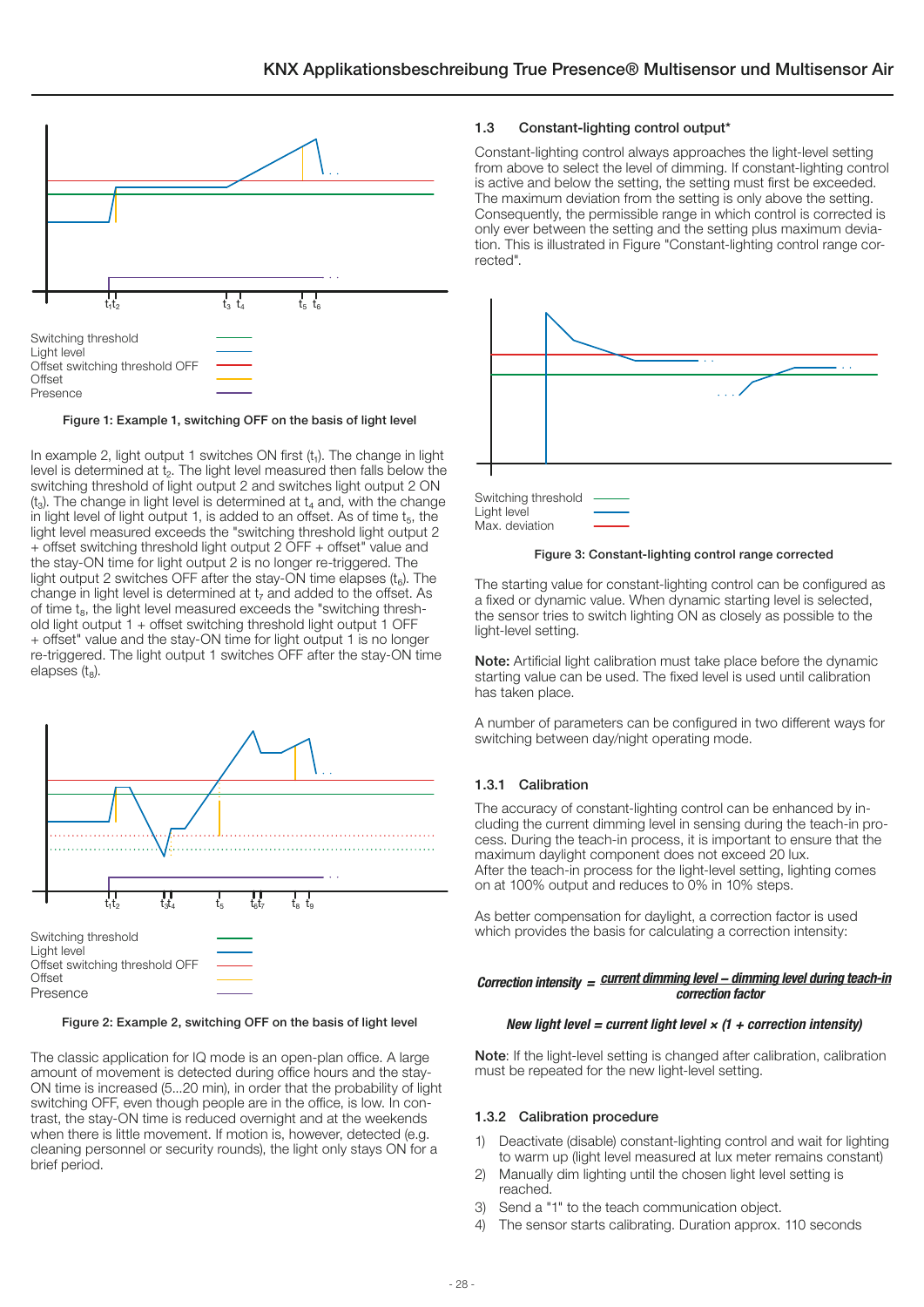Switching threshold
Light level
Offset switching threshold OFF
Offset
Presence

Figure 1: Example 1, switching OFF on the basis of light level

In example 2, light output 1 switches ON first ($t_1$). The change in light level is determined at $t_2$. The light level measured then falls below the switching threshold of light output 2 and switches light output 2 ON ($t_3$). The change in light level is determined at $t_4$ and, with the change in light level of light output 1, is added to an offset. As of time $t_5$, the light level measured exceeds the "switching threshold light output 2 + offset switching threshold light output 2 OFF + offset" value and the stay-ON time for light output 2 is no longer re-triggered. The light output 2 switches OFF after the stay-ON time elapses ($t_6$). The change in light level is determined at $t_7$ and added to the offset. As of time $t_8$, the light level measured exceeds the "switching threshold light output 1 + offset switching threshold light output 1 OFF + offset" value and the stay-ON time for light output 1 is no longer re-triggered. The light output 1 switches OFF after the stay-ON time elapses ($t_8$).

Switching threshold
Light level
Offset switching threshold OFF
Offset
Presence

Figure 2: Example 2, switching OFF on the basis of light level

The classic application for IQ mode is an open-plan office. A large amount of movement is detected during office hours and the stay-ON time is increased (5...20 min), in order that the probability of light switching OFF, even though people are in the office, is low. In contrast, the stay-ON time is reduced overnight and at the weekends when there is little movement. If motion is, however, detected (e.g. cleaning personnel or security rounds), the light only stays ON for a brief period.

### 1.3 Constant-lighting control output*

Constant-lighting control always approaches the light-level setting from above to select the level of dimming. If constant-lighting control is active and below the setting, the setting must first be exceeded. The maximum deviation from the setting is only above the setting. Consequently, the permissible range in which control is corrected is only ever between the setting and the setting plus maximum deviation. This is illustrated in Figure "Constant-lighting control range corrected".

Switching threshold
Light level
Max. deviation

Figure 3: Constant-lighting control range corrected

The starting value for constant-lighting control can be configured as a fixed or dynamic value. When dynamic starting level is selected, the sensor tries to switch lighting ON as closely as possible to the light-level setting.

**Note:** Artificial light calibration must take place before the dynamic starting value can be used. The fixed level is used until calibration has taken place.

A number of parameters can be configured in two different ways for switching between day/night operating mode.

#### 1.3.1 Calibration

The accuracy of constant-lighting control can be enhanced by including the current dimming level in sensing during the teach-in process. During the teach-in process, it is important to ensure that the maximum daylight component does not exceed 20 lux.
After the teach-in process for the light-level setting, lighting comes on at 100% output and reduces to 0% in 10% steps.

As better compensation for daylight, a correction factor is used which provides the basis for calculating a correction intensity:

$$\textit{Correction intensity} = \frac{\textit{current dimming level} - \textit{dimming level during teach-in}}{\textit{correction factor}}$$

$$\textit{New light level} = \textit{current light level} \times (1 + \textit{correction intensity})$$

**Note**: If the light-level setting is changed after calibration, calibration must be repeated for the new light-level setting.

#### 1.3.2 Calibration procedure

1) Deactivate (disable) constant-lighting control and wait for lighting to warm up (light level measured at lux meter remains constant)
2) Manually dim lighting until the chosen light level setting is reached.
3) Send a "1" to the teach communication object.
4) The sensor starts calibrating. Duration approx. 110 seconds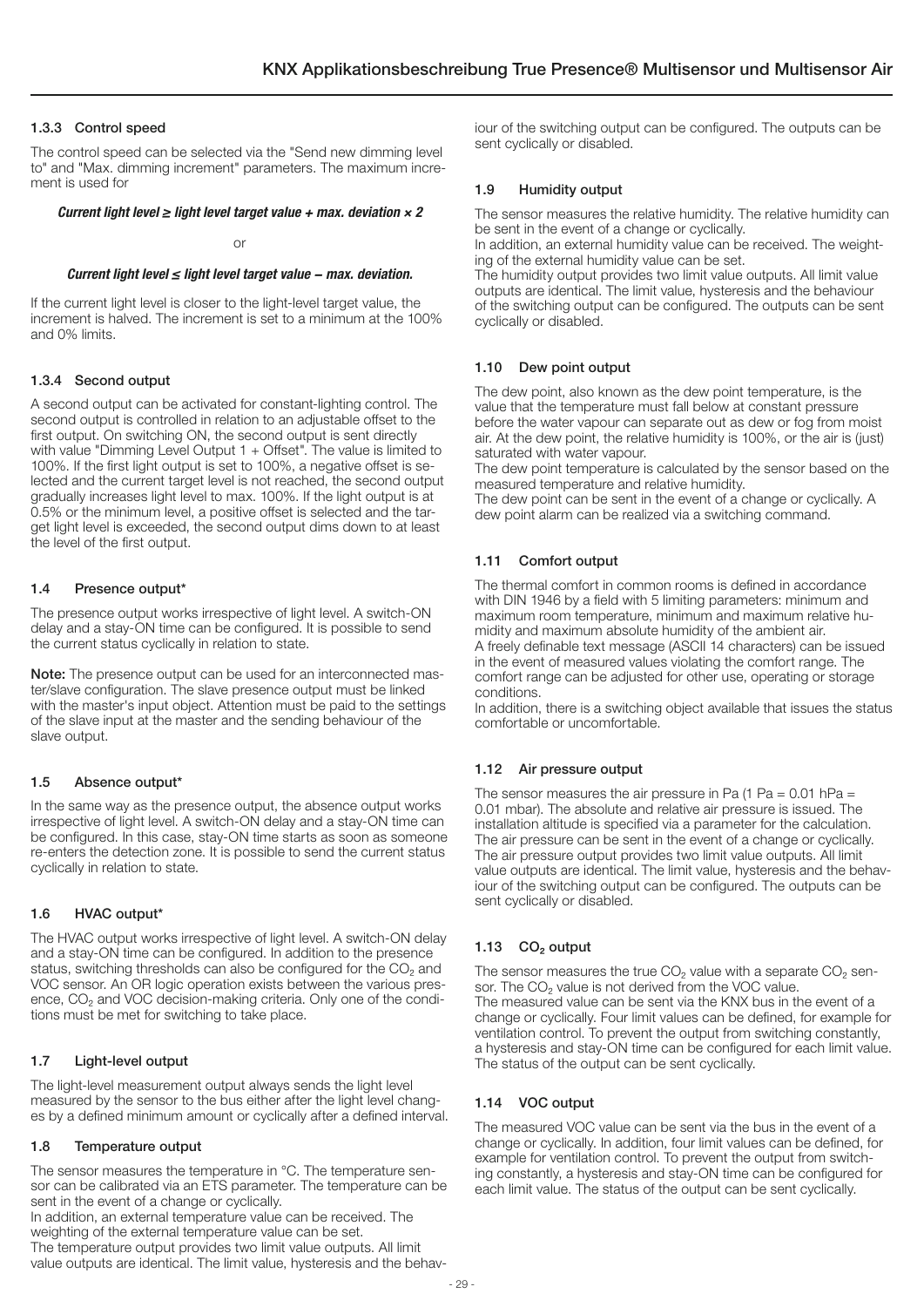### 1.3.3 Control speed

The control speed can be selected via the "Send new dimming level to" and "Max. dimming increment" parameters. The maximum increment is used for

***Current light level ≥ light level target value + max. deviation × 2***

or

***Current light level ≤ light level target value − max. deviation.***

If the current light level is closer to the light-level target value, the increment is halved. The increment is set to a minimum at the 100% and 0% limits.

### 1.3.4 Second output

A second output can be activated for constant-lighting control. The second output is controlled in relation to an adjustable offset to the first output. On switching ON, the second output is sent directly with value "Dimming Level Output 1 + Offset". The value is limited to 100%. If the first light output is set to 100%, a negative offset is selected and the current target level is not reached, the second output gradually increases light level to max. 100%. If the light output is at 0.5% or the minimum level, a positive offset is selected and the target light level is exceeded, the second output dims down to at least the level of the first output.

## 1.4 Presence output*

The presence output works irrespective of light level. A switch-ON delay and a stay-ON time can be configured. It is possible to send the current status cyclically in relation to state.

**Note:** The presence output can be used for an interconnected master/slave configuration. The slave presence output must be linked with the master's input object. Attention must be paid to the settings of the slave input at the master and the sending behaviour of the slave output.

## 1.5 Absence output*

In the same way as the presence output, the absence output works irrespective of light level. A switch-ON delay and a stay-ON time can be configured. In this case, stay-ON time starts as soon as someone re-enters the detection zone. It is possible to send the current status cyclically in relation to state.

## 1.6 HVAC output*

The HVAC output works irrespective of light level. A switch-ON delay and a stay-ON time can be configured. In addition to the presence status, switching thresholds can also be configured for the $CO_2$ and VOC sensor. An OR logic operation exists between the various presence, $CO_2$ and VOC decision-making criteria. Only one of the conditions must be met for switching to take place.

## 1.7 Light-level output

The light-level measurement output always sends the light level measured by the sensor to the bus either after the light level changes by a defined minimum amount or cyclically after a defined interval.

## 1.8 Temperature output

The sensor measures the temperature in °C. The temperature sensor can be calibrated via an ETS parameter. The temperature can be sent in the event of a change or cyclically.
In addition, an external temperature value can be received. The weighting of the external temperature value can be set.
The temperature output provides two limit value outputs. All limit value outputs are identical. The limit value, hysteresis and the behaviour of the switching output can be configured. The outputs can be sent cyclically or disabled.

## 1.9 Humidity output

The sensor measures the relative humidity. The relative humidity can be sent in the event of a change or cyclically.
In addition, an external humidity value can be received. The weighting of the external humidity value can be set.
The humidity output provides two limit value outputs. All limit value outputs are identical. The limit value, hysteresis and the behaviour of the switching output can be configured. The outputs can be sent cyclically or disabled.

## 1.10 Dew point output

The dew point, also known as the dew point temperature, is the value that the temperature must fall below at constant pressure before the water vapour can separate out as dew or fog from moist air. At the dew point, the relative humidity is 100%, or the air is (just) saturated with water vapour.
The dew point temperature is calculated by the sensor based on the measured temperature and relative humidity.
The dew point can be sent in the event of a change or cyclically. A dew point alarm can be realized via a switching command.

## 1.11 Comfort output

The thermal comfort in common rooms is defined in accordance with DIN 1946 by a field with 5 limiting parameters: minimum and maximum room temperature, minimum and maximum relative humidity and maximum absolute humidity of the ambient air.
A freely definable text message (ASCII 14 characters) can be issued in the event of measured values violating the comfort range. The comfort range can be adjusted for other use, operating or storage conditions.
In addition, there is a switching object available that issues the status comfortable or uncomfortable.

## 1.12 Air pressure output

The sensor measures the air pressure in Pa (1 Pa = 0.01 hPa = 0.01 mbar). The absolute and relative air pressure is issued. The installation altitude is specified via a parameter for the calculation.
The air pressure can be sent in the event of a change or cyclically.
The air pressure output provides two limit value outputs. All limit value outputs are identical. The limit value, hysteresis and the behaviour of the switching output can be configured. The outputs can be sent cyclically or disabled.

## 1.13 $CO_2$ output

The sensor measures the true $CO_2$ value with a separate $CO_2$ sensor. The $CO_2$ value is not derived from the VOC value.
The measured value can be sent via the KNX bus in the event of a change or cyclically. Four limit values can be defined, for example for ventilation control. To prevent the output from switching constantly, a hysteresis and stay-ON time can be configured for each limit value. The status of the output can be sent cyclically.

## 1.14 VOC output

The measured VOC value can be sent via the bus in the event of a change or cyclically. In addition, four limit values can be defined, for example for ventilation control. To prevent the output from switching constantly, a hysteresis and stay-ON time can be configured for each limit value. The status of the output can be sent cyclically.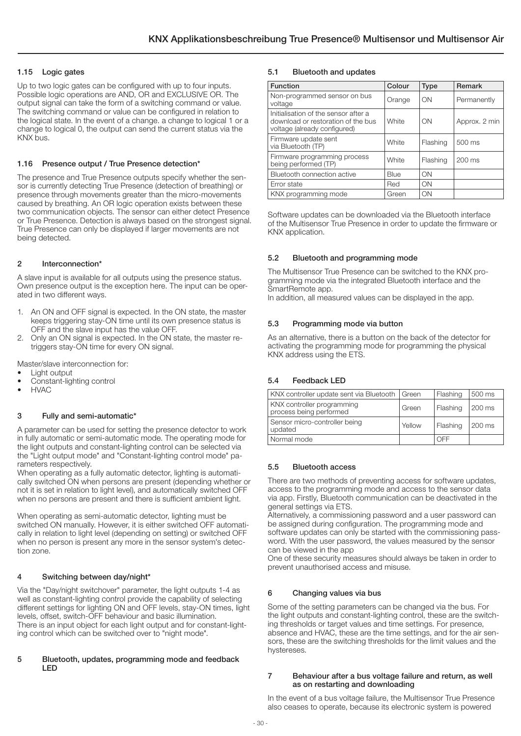### 1.15 Logic gates

Up to two logic gates can be configured with up to four inputs. Possible logic operations are AND, OR and EXCLUSIVE OR. The output signal can take the form of a switching command or value. The switching command or value can be configured in relation to the logical state. In the event of a change. a change to logical 1 or a change to logical 0, the output can send the current status via the KNX bus.

### 1.16 Presence output / True Presence detection*

The presence and True Presence outputs specify whether the sensor is currently detecting True Presence (detection of breathing) or presence through movements greater than the micro-movements caused by breathing. An OR logic operation exists between these two communication objects. The sensor can either detect Presence or True Presence. Detection is always based on the strongest signal. True Presence can only be displayed if larger movements are not being detected.

## 2 Interconnection*

A slave input is available for all outputs using the presence status. Own presence output is the exception here. The input can be operated in two different ways.

1. An ON and OFF signal is expected. In the ON state, the master keeps triggering stay-ON time until its own presence status is OFF and the slave input has the value OFF.
2. Only an ON signal is expected. In the ON state, the master retriggers stay-ON time for every ON signal.

Master/slave interconnection for:

- Light output
- Constant-lighting control
- HVAC

## 3 Fully and semi-automatic*

A parameter can be used for setting the presence detector to work in fully automatic or semi-automatic mode. The operating mode for the light outputs and constant-lighting control can be selected via the "Light output mode" and "Constant-lighting control mode" parameters respectively.
When operating as a fully automatic detector, lighting is automatically switched ON when persons are present (depending whether or not it is set in relation to light level), and automatically switched OFF when no persons are present and there is sufficient ambient light.

When operating as semi-automatic detector, lighting must be switched ON manually. However, it is either switched OFF automatically in relation to light level (depending on setting) or switched OFF when no person is present any more in the sensor system's detection zone.

## 4 Switching between day/night*

Via the "Day/night switchover" parameter, the light outputs 1-4 as well as constant-lighting control provide the capability of selecting different settings for lighting ON and OFF levels, stay-ON times, light levels, offset, switch-OFF behaviour and basic illumination.
There is an input object for each light output and for constant-lighting control which can be switched over to "night mode".

## 5 Bluetooth, updates, programming mode and feedback LED

### 5.1 Bluetooth and updates

| Function | Colour | Type | Remark |
|---|---|---|---|
| Non-programmed sensor on bus voltage | Orange | ON | Permanently |
| Initialisation of the sensor after a download or restoration of the bus voltage (already configured) | White | ON | Approx. 2 min |
| Firmware update sent via Bluetooth (TP) | White | Flashing | 500 ms |
| Firmware programming process being performed (TP) | White | Flashing | 200 ms |
| Bluetooth connection active | Blue | ON | |
| Error state | Red | ON | |
| KNX programming mode | Green | ON | |

Software updates can be downloaded via the Bluetooth interface of the Multisensor True Presence in order to update the firmware or KNX application.

### 5.2 Bluetooth and programming mode

The Multisensor True Presence can be switched to the KNX programming mode via the integrated Bluetooth interface and the SmartRemote app.
In addition, all measured values can be displayed in the app.

### 5.3 Programming mode via button

As an alternative, there is a button on the back of the detector for activating the programming mode for programming the physical KNX address using the ETS.

### 5.4 Feedback LED

| | | | |
|---|---|---|---|
| KNX controller update sent via Bluetooth | Green | Flashing | 500 ms |
| KNX controller programming process being performed | Green | Flashing | 200 ms |
| Sensor micro-controller being updated | Yellow | Flashing | 200 ms |
| Normal mode | | OFF | |

### 5.5 Bluetooth access

There are two methods of preventing access for software updates, access to the programming mode and access to the sensor data via app. Firstly, Bluetooth communication can be deactivated in the general settings via ETS.
Alternatively, a commissioning password and a user password can be assigned during configuration. The programming mode and software updates can only be started with the commissioning password. With the user password, the values measured by the sensor can be viewed in the app
One of these security measures should always be taken in order to prevent unauthorised access and misuse.

## 6 Changing values via bus

Some of the setting parameters can be changed via the bus. For the light outputs and constant-lighting control, these are the switching thresholds or target values and time settings. For presence, absence and HVAC, these are the time settings, and for the air sensors, these are the switching thresholds for the limit values and the hystereses.

## 7 Behaviour after a bus voltage failure and return, as well as on restarting and downloading

In the event of a bus voltage failure, the Multisensor True Presence also ceases to operate, because its electronic system is powered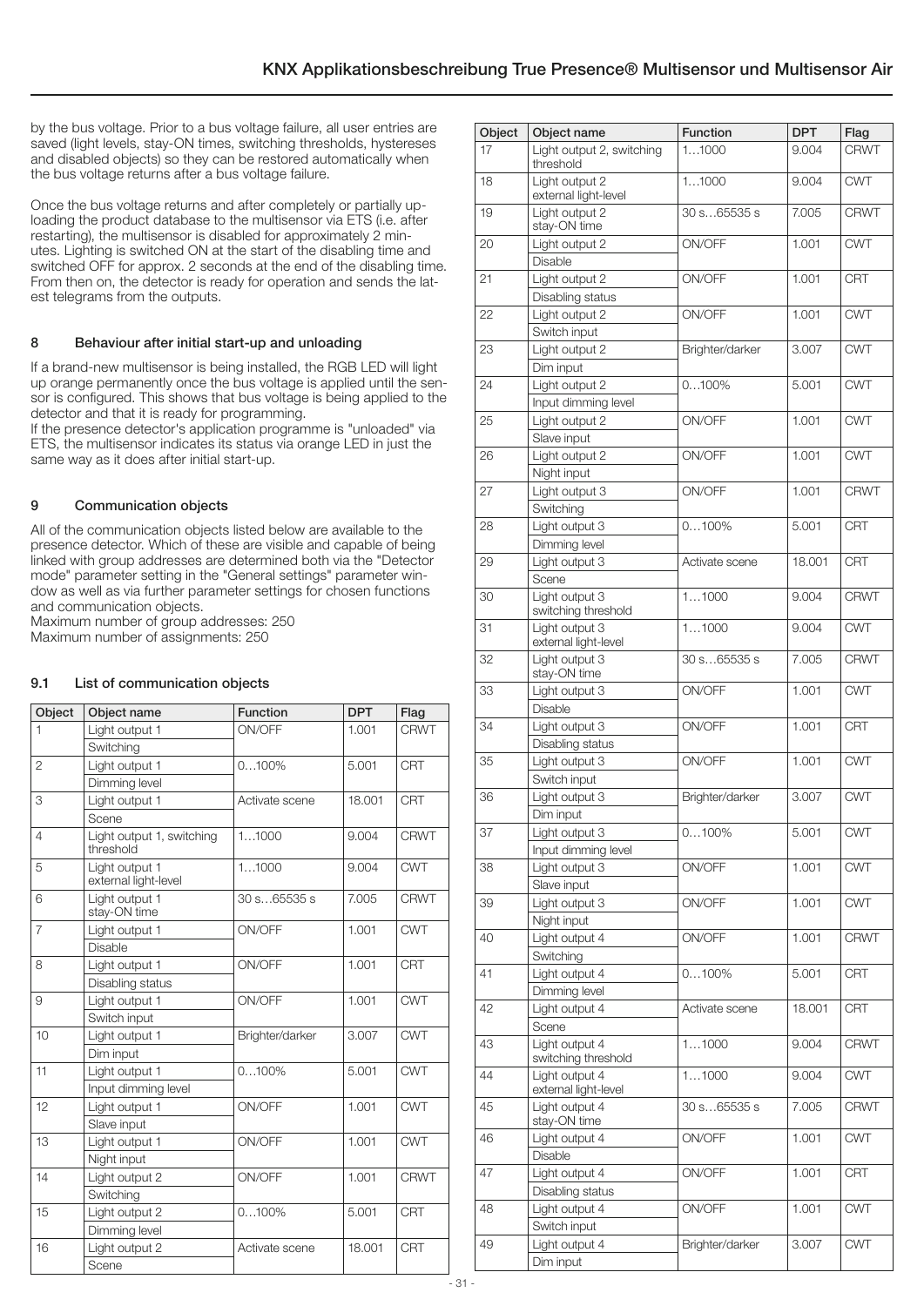by the bus voltage. Prior to a bus voltage failure, all user entries are saved (light levels, stay-ON times, switching thresholds, hystereses and disabled objects) so they can be restored automatically when the bus voltage returns after a bus voltage failure.

Once the bus voltage returns and after completely or partially uploading the product database to the multisensor via ETS (i.e. after restarting), the multisensor is disabled for approximately 2 minutes. Lighting is switched ON at the start of the disabling time and switched OFF for approx. 2 seconds at the end of the disabling time. From then on, the detector is ready for operation and sends the latest telegrams from the outputs.

## 8 Behaviour after initial start-up and unloading

If a brand-new multisensor is being installed, the RGB LED will light up orange permanently once the bus voltage is applied until the sensor is configured. This shows that bus voltage is being applied to the detector and that it is ready for programming.
If the presence detector's application programme is "unloaded" via ETS, the multisensor indicates its status via orange LED in just the same way as it does after initial start-up.

## 9 Communication objects

All of the communication objects listed below are available to the presence detector. Which of these are visible and capable of being linked with group addresses are determined both via the "Detector mode" parameter setting in the "General settings" parameter window as well as via further parameter settings for chosen functions and communication objects.
Maximum number of group addresses: 250
Maximum number of assignments: 250

### 9.1 List of communication objects

| Object | Object name | Function | DPT | Flag |
|---|---|---|---|---|
| 1 | Light output 1 Switching | ON/OFF | 1.001 | CRWT |
| 2 | Light output 1 Dimming level | 0…100% | 5.001 | CRT |
| 3 | Light output 1 Scene | Activate scene | 18.001 | CRT |
| 4 | Light output 1, switching threshold | 1…1000 | 9.004 | CRWT |
| 5 | Light output 1 external light-level | 1…1000 | 9.004 | CWT |
| 6 | Light output 1 stay-ON time | 30 s…65535 s | 7.005 | CRWT |
| 7 | Light output 1 Disable | ON/OFF | 1.001 | CWT |
| 8 | Light output 1 Disabling status | ON/OFF | 1.001 | CRT |
| 9 | Light output 1 Switch input | ON/OFF | 1.001 | CWT |
| 10 | Light output 1 Dim input | Brighter/darker | 3.007 | CWT |
| 11 | Light output 1 Input dimming level | 0…100% | 5.001 | CWT |
| 12 | Light output 1 Slave input | ON/OFF | 1.001 | CWT |
| 13 | Light output 1 Night input | ON/OFF | 1.001 | CWT |
| 14 | Light output 2 Switching | ON/OFF | 1.001 | CRWT |
| 15 | Light output 2 Dimming level | 0…100% | 5.001 | CRT |
| 16 | Light output 2 Scene | Activate scene | 18.001 | CRT |
| 17 | Light output 2, switching threshold | 1…1000 | 9.004 | CRWT |
| 18 | Light output 2 external light-level | 1…1000 | 9.004 | CWT |
| 19 | Light output 2 stay-ON time | 30 s…65535 s | 7.005 | CRWT |
| 20 | Light output 2 Disable | ON/OFF | 1.001 | CWT |
| 21 | Light output 2 Disabling status | ON/OFF | 1.001 | CRT |
| 22 | Light output 2 Switch input | ON/OFF | 1.001 | CWT |
| 23 | Light output 2 Dim input | Brighter/darker | 3.007 | CWT |
| 24 | Light output 2 Input dimming level | 0…100% | 5.001 | CWT |
| 25 | Light output 2 Slave input | ON/OFF | 1.001 | CWT |
| 26 | Light output 2 Night input | ON/OFF | 1.001 | CWT |
| 27 | Light output 3 Switching | ON/OFF | 1.001 | CRWT |
| 28 | Light output 3 Dimming level | 0…100% | 5.001 | CRT |
| 29 | Light output 3 Scene | Activate scene | 18.001 | CRT |
| 30 | Light output 3 switching threshold | 1…1000 | 9.004 | CRWT |
| 31 | Light output 3 external light-level | 1…1000 | 9.004 | CWT |
| 32 | Light output 3 stay-ON time | 30 s…65535 s | 7.005 | CRWT |
| 33 | Light output 3 Disable | ON/OFF | 1.001 | CWT |
| 34 | Light output 3 Disabling status | ON/OFF | 1.001 | CRT |
| 35 | Light output 3 Switch input | ON/OFF | 1.001 | CWT |
| 36 | Light output 3 Dim input | Brighter/darker | 3.007 | CWT |
| 37 | Light output 3 Input dimming level | 0…100% | 5.001 | CWT |
| 38 | Light output 3 Slave input | ON/OFF | 1.001 | CWT |
| 39 | Light output 3 Night input | ON/OFF | 1.001 | CWT |
| 40 | Light output 4 Switching | ON/OFF | 1.001 | CRWT |
| 41 | Light output 4 Dimming level | 0…100% | 5.001 | CRT |
| 42 | Light output 4 Scene | Activate scene | 18.001 | CRT |
| 43 | Light output 4 switching threshold | 1…1000 | 9.004 | CRWT |
| 44 | Light output 4 external light-level | 1…1000 | 9.004 | CWT |
| 45 | Light output 4 stay-ON time | 30 s…65535 s | 7.005 | CRWT |
| 46 | Light output 4 Disable | ON/OFF | 1.001 | CWT |
| 47 | Light output 4 Disabling status | ON/OFF | 1.001 | CRT |
| 48 | Light output 4 Switch input | ON/OFF | 1.001 | CWT |
| 49 | Light output 4 Dim input | Brighter/darker | 3.007 | CWT |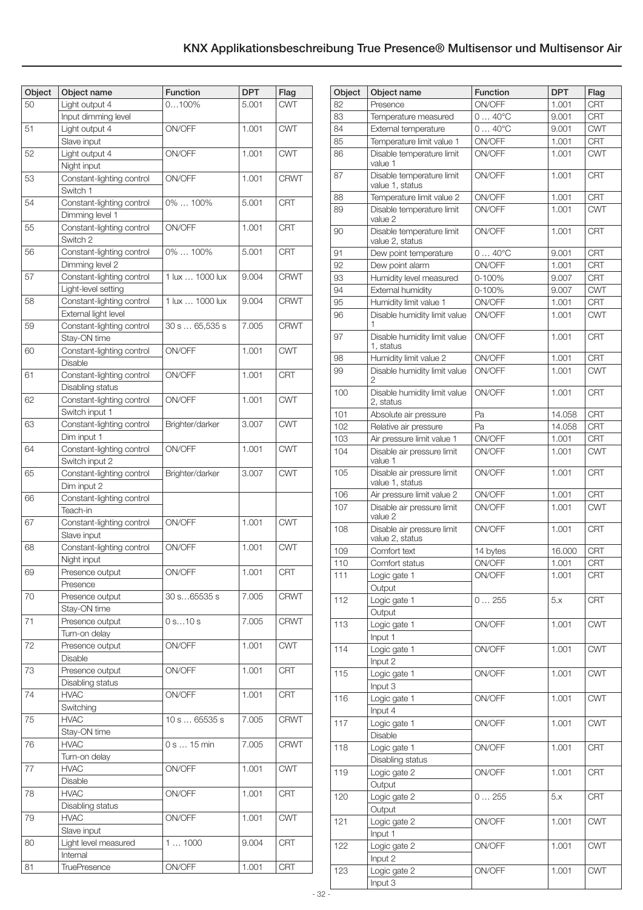| Object | Object name | Function | DPT | Flag |
|---|---|---|---|---|
| 50 | Light output 4<br>Input dimming level | 0…100% | 5.001 | CWT |
| 51 | Light output 4<br>Slave input | ON/OFF | 1.001 | CWT |
| 52 | Light output 4<br>Night input | ON/OFF | 1.001 | CWT |
| 53 | Constant-lighting control<br>Switch 1 | ON/OFF | 1.001 | CRWT |
| 54 | Constant-lighting control<br>Dimming level 1 | 0% … 100% | 5.001 | CRT |
| 55 | Constant-lighting control<br>Switch 2 | ON/OFF | 1.001 | CRT |
| 56 | Constant-lighting control<br>Dimming level 2 | 0% … 100% | 5.001 | CRT |
| 57 | Constant-lighting control<br>Light-level setting | 1 lux … 1000 lux | 9.004 | CRWT |
| 58 | Constant-lighting control<br>External light level | 1 lux … 1000 lux | 9.004 | CRWT |
| 59 | Constant-lighting control<br>Stay-ON time | 30 s … 65,535 s | 7.005 | CRWT |
| 60 | Constant-lighting control<br>Disable | ON/OFF | 1.001 | CWT |
| 61 | Constant-lighting control<br>Disabling status | ON/OFF | 1.001 | CRT |
| 62 | Constant-lighting control<br>Switch input 1 | ON/OFF | 1.001 | CWT |
| 63 | Constant-lighting control<br>Dim input 1 | Brighter/darker | 3.007 | CWT |
| 64 | Constant-lighting control<br>Switch input 2 | ON/OFF | 1.001 | CWT |
| 65 | Constant-lighting control<br>Dim input 2 | Brighter/darker | 3.007 | CWT |
| 66 | Constant-lighting control<br>Teach-in | | | |
| 67 | Constant-lighting control<br>Slave input | ON/OFF | 1.001 | CWT |
| 68 | Constant-lighting control<br>Night input | ON/OFF | 1.001 | CWT |
| 69 | Presence output<br>Presence | ON/OFF | 1.001 | CRT |
| 70 | Presence output<br>Stay-ON time | 30 s…65535 s | 7.005 | CRWT |
| 71 | Presence output<br>Turn-on delay | 0 s…10 s | 7.005 | CRWT |
| 72 | Presence output<br>Disable | ON/OFF | 1.001 | CWT |
| 73 | Presence output<br>Disabling status | ON/OFF | 1.001 | CRT |
| 74 | HVAC<br>Switching | ON/OFF | 1.001 | CRT |
| 75 | HVAC<br>Stay-ON time | 10 s … 65535 s | 7.005 | CRWT |
| 76 | HVAC<br>Turn-on delay | 0 s … 15 min | 7.005 | CRWT |
| 77 | HVAC<br>Disable | ON/OFF | 1.001 | CWT |
| 78 | HVAC<br>Disabling status | ON/OFF | 1.001 | CRT |
| 79 | HVAC<br>Slave input | ON/OFF | 1.001 | CWT |
| 80 | Light level measured<br>Internal | 1 … 1000 | 9.004 | CRT |
| 81 | TruePresence | ON/OFF | 1.001 | CRT |

| Object | Object name | Function | DPT | Flag |
|---|---|---|---|---|
| 82 | Presence | ON/OFF | 1.001 | CRT |
| 83 | Temperature measured | 0 … 40°C | 9.001 | CRT |
| 84 | External temperature | 0 … 40°C | 9.001 | CWT |
| 85 | Temperature limit value 1 | ON/OFF | 1.001 | CRT |
| 86 | Disable temperature limit value 1 | ON/OFF | 1.001 | CWT |
| 87 | Disable temperature limit value 1, status | ON/OFF | 1.001 | CRT |
| 88 | Temperature limit value 2 | ON/OFF | 1.001 | CRT |
| 89 | Disable temperature limit value 2 | ON/OFF | 1.001 | CWT |
| 90 | Disable temperature limit value 2, status | ON/OFF | 1.001 | CRT |
| 91 | Dew point temperature | 0 … 40°C | 9.001 | CRT |
| 92 | Dew point alarm | ON/OFF | 1.001 | CRT |
| 93 | Humidity level measured | 0-100% | 9.007 | CRT |
| 94 | External humidity | 0-100% | 9.007 | CWT |
| 95 | Humidity limit value 1 | ON/OFF | 1.001 | CRT |
| 96 | Disable humidity limit value 1 | ON/OFF | 1.001 | CWT |
| 97 | Disable humidity limit value 1, status | ON/OFF | 1.001 | CRT |
| 98 | Humidity limit value 2 | ON/OFF | 1.001 | CRT |
| 99 | Disable humidity limit value 2 | ON/OFF | 1.001 | CWT |
| 100 | Disable humidity limit value 2, status | ON/OFF | 1.001 | CRT |
| 101 | Absolute air pressure | Pa | 14.058 | CRT |
| 102 | Relative air pressure | Pa | 14.058 | CRT |
| 103 | Air pressure limit value 1 | ON/OFF | 1.001 | CRT |
| 104 | Disable air pressure limit value 1 | ON/OFF | 1.001 | CWT |
| 105 | Disable air pressure limit value 1, status | ON/OFF | 1.001 | CRT |
| 106 | Air pressure limit value 2 | ON/OFF | 1.001 | CRT |
| 107 | Disable air pressure limit value 2 | ON/OFF | 1.001 | CWT |
| 108 | Disable air pressure limit value 2, status | ON/OFF | 1.001 | CRT |
| 109 | Comfort text | 14 bytes | 16.000 | CRT |
| 110 | Comfort status | ON/OFF | 1.001 | CRT |
| 111 | Logic gate 1<br>Output | ON/OFF | 1.001 | CRT |
| 112 | Logic gate 1<br>Output | 0 … 255 | 5.x | CRT |
| 113 | Logic gate 1<br>Input 1 | ON/OFF | 1.001 | CWT |
| 114 | Logic gate 1<br>Input 2 | ON/OFF | 1.001 | CWT |
| 115 | Logic gate 1<br>Input 3 | ON/OFF | 1.001 | CWT |
| 116 | Logic gate 1<br>Input 4 | ON/OFF | 1.001 | CWT |
| 117 | Logic gate 1<br>Disable | ON/OFF | 1.001 | CWT |
| 118 | Logic gate 1<br>Disabling status | ON/OFF | 1.001 | CRT |
| 119 | Logic gate 2<br>Output | ON/OFF | 1.001 | CRT |
| 120 | Logic gate 2<br>Output | 0 … 255 | 5.x | CRT |
| 121 | Logic gate 2<br>Input 1 | ON/OFF | 1.001 | CWT |
| 122 | Logic gate 2<br>Input 2 | ON/OFF | 1.001 | CWT |
| 123 | Logic gate 2<br>Input 3 | ON/OFF | 1.001 | CWT |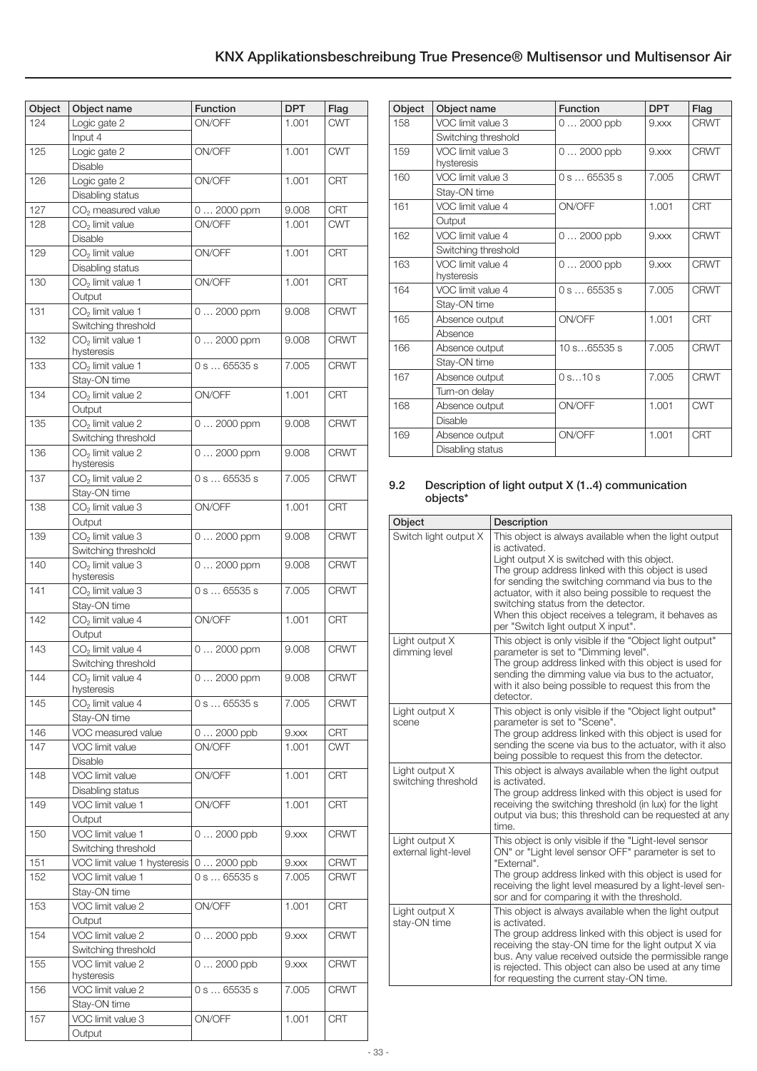| Object | Object name | Function | DPT | Flag |
| --- | --- | --- | --- | --- |
| 124 | Logic gate 2<br>Input 4 | ON/OFF | 1.001 | CWT |
| 125 | Logic gate 2<br>Disable | ON/OFF | 1.001 | CWT |
| 126 | Logic gate 2<br>Disabling status | ON/OFF | 1.001 | CRT |
| 127 | $CO_2$ measured value | 0 … 2000 ppm | 9.008 | CRT |
| 128 | $CO_2$ limit value<br>Disable | ON/OFF | 1.001 | CWT |
| 129 | $CO_2$ limit value<br>Disabling status | ON/OFF | 1.001 | CRT |
| 130 | $CO_2$ limit value 1<br>Output | ON/OFF | 1.001 | CRT |
| 131 | $CO_2$ limit value 1<br>Switching threshold | 0 … 2000 ppm | 9.008 | CRWT |
| 132 | $CO_2$ limit value 1 hysteresis | 0 … 2000 ppm | 9.008 | CRWT |
| 133 | $CO_2$ limit value 1<br>Stay-ON time | 0 s … 65535 s | 7.005 | CRWT |
| 134 | $CO_2$ limit value 2<br>Output | ON/OFF | 1.001 | CRT |
| 135 | $CO_2$ limit value 2<br>Switching threshold | 0 … 2000 ppm | 9.008 | CRWT |
| 136 | $CO_2$ limit value 2 hysteresis | 0 … 2000 ppm | 9.008 | CRWT |
| 137 | $CO_2$ limit value 2<br>Stay-ON time | 0 s … 65535 s | 7.005 | CRWT |
| 138 | $CO_2$ limit value 3<br>Output | ON/OFF | 1.001 | CRT |
| 139 | $CO_2$ limit value 3<br>Switching threshold | 0 … 2000 ppm | 9.008 | CRWT |
| 140 | $CO_2$ limit value 3 hysteresis | 0 … 2000 ppm | 9.008 | CRWT |
| 141 | $CO_2$ limit value 3<br>Stay-ON time | 0 s … 65535 s | 7.005 | CRWT |
| 142 | $CO_2$ limit value 4<br>Output | ON/OFF | 1.001 | CRT |
| 143 | $CO_2$ limit value 4<br>Switching threshold | 0 … 2000 ppm | 9.008 | CRWT |
| 144 | $CO_2$ limit value 4 hysteresis | 0 … 2000 ppm | 9.008 | CRWT |
| 145 | $CO_2$ limit value 4<br>Stay-ON time | 0 s … 65535 s | 7.005 | CRWT |
| 146 | VOC measured value | 0 … 2000 ppb | 9.xxx | CRT |
| 147 | VOC limit value<br>Disable | ON/OFF | 1.001 | CWT |
| 148 | VOC limit value<br>Disabling status | ON/OFF | 1.001 | CRT |
| 149 | VOC limit value 1<br>Output | ON/OFF | 1.001 | CRT |
| 150 | VOC limit value 1<br>Switching threshold | 0 … 2000 ppb | 9.xxx | CRWT |
| 151 | VOC limit value 1 hysteresis | 0 … 2000 ppb | 9.xxx | CRWT |
| 152 | VOC limit value 1<br>Stay-ON time | 0 s … 65535 s | 7.005 | CRWT |
| 153 | VOC limit value 2<br>Output | ON/OFF | 1.001 | CRT |
| 154 | VOC limit value 2<br>Switching threshold | 0 … 2000 ppb | 9.xxx | CRWT |
| 155 | VOC limit value 2 hysteresis | 0 … 2000 ppb | 9.xxx | CRWT |
| 156 | VOC limit value 2<br>Stay-ON time | 0 s … 65535 s | 7.005 | CRWT |
| 157 | VOC limit value 3<br>Output | ON/OFF | 1.001 | CRT |
| 158 | VOC limit value 3<br>Switching threshold | 0 … 2000 ppb | 9.xxx | CRWT |
| 159 | VOC limit value 3 hysteresis | 0 … 2000 ppb | 9.xxx | CRWT |
| 160 | VOC limit value 3<br>Stay-ON time | 0 s … 65535 s | 7.005 | CRWT |
| 161 | VOC limit value 4<br>Output | ON/OFF | 1.001 | CRT |
| 162 | VOC limit value 4<br>Switching threshold | 0 … 2000 ppb | 9.xxx | CRWT |
| 163 | VOC limit value 4 hysteresis | 0 … 2000 ppb | 9.xxx | CRWT |
| 164 | VOC limit value 4<br>Stay-ON time | 0 s … 65535 s | 7.005 | CRWT |
| 165 | Absence output<br>Absence | ON/OFF | 1.001 | CRT |
| 166 | Absence output<br>Stay-ON time | 10 s…65535 s | 7.005 | CRWT |
| 167 | Absence output<br>Turn-on delay | 0 s…10 s | 7.005 | CRWT |
| 168 | Absence output<br>Disable | ON/OFF | 1.001 | CWT |
| 169 | Absence output<br>Disabling status | ON/OFF | 1.001 | CRT |

### 9.2 Description of light output X (1..4) communication objects*

| Object | Description |
| --- | --- |
| Switch light output X | This object is always available when the light output is activated.<br>Light output X is switched with this object.<br>The group address linked with this object is used for sending the switching command via bus to the actuator, with it also being possible to request the switching status from the detector.<br>When this object receives a telegram, it behaves as per "Switch light output X input". |
| Light output X dimming level | This object is only visible if the "Object light output" parameter is set to "Dimming level".<br>The group address linked with this object is used for sending the dimming value via bus to the actuator, with it also being possible to request this from the detector. |
| Light output X scene | This object is only visible if the "Object light output" parameter is set to "Scene".<br>The group address linked with this object is used for sending the scene via bus to the actuator, with it also being possible to request this from the detector. |
| Light output X switching threshold | This object is always available when the light output is activated.<br>The group address linked with this object is used for receiving the switching threshold (in lux) for the light output via bus; this threshold can be requested at any time. |
| Light output X external light-level | This object is only visible if the "Light-level sensor ON" or "Light level sensor OFF" parameter is set to "External".<br>The group address linked with this object is used for receiving the light level measured by a light-level sensor and for comparing it with the threshold. |
| Light output X stay-ON time | This object is always available when the light output is activated.<br>The group address linked with this object is used for receiving the stay-ON time for the light output X via bus. Any value received outside the permissible range is rejected. This object can also be used at any time for requesting the current stay-ON time. |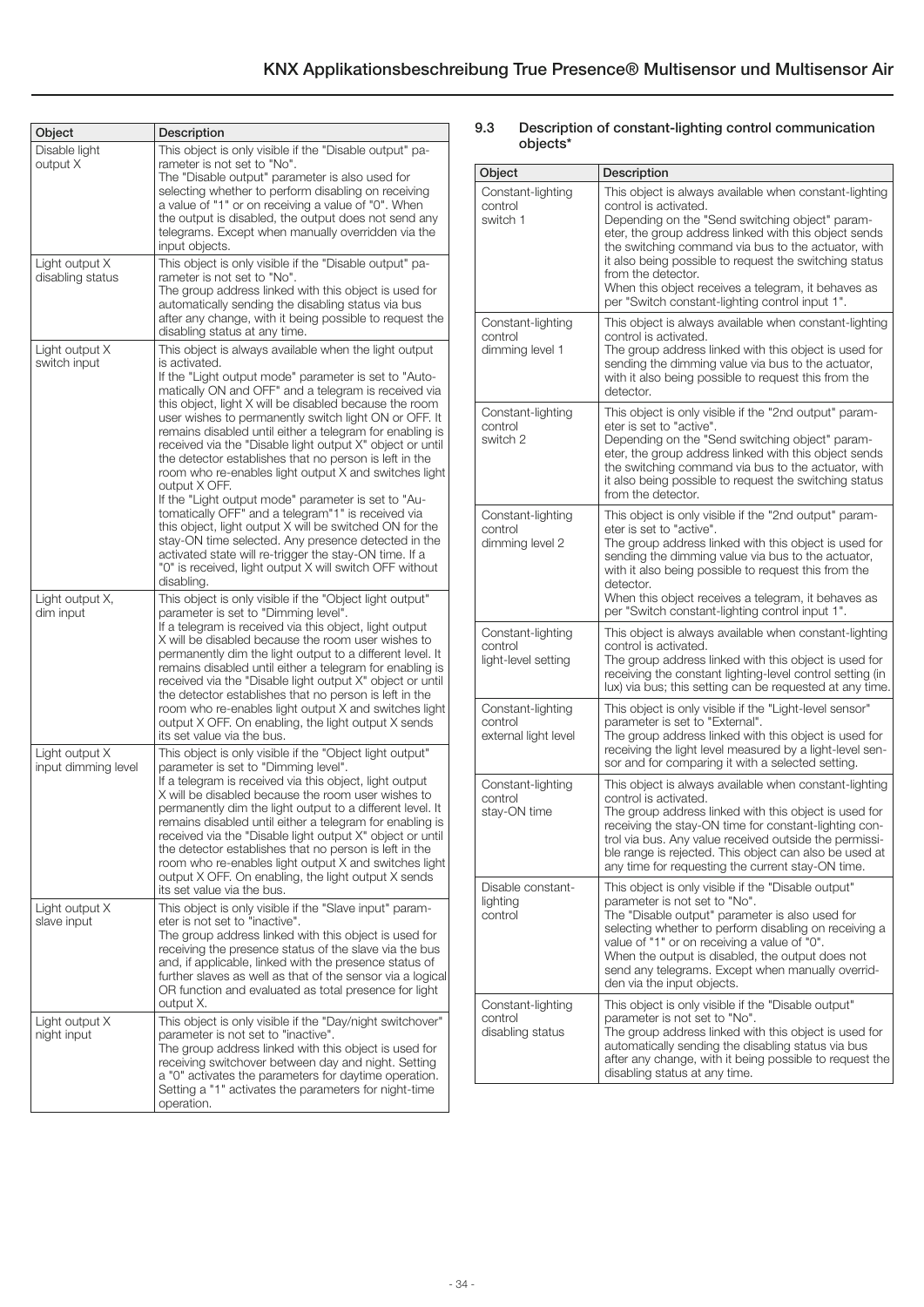| Object | Description |
|---|---|
| Disable light output X | This object is only visible if the "Disable output" parameter is not set to "No". The "Disable output" parameter is also used for selecting whether to perform disabling on receiving a value of "1" or on receiving a value of "0". When the output is disabled, the output does not send any telegrams. Except when manually overridden via the input objects. |
| Light output X disabling status | This object is only visible if the "Disable output" parameter is not set to "No". The group address linked with this object is used for automatically sending the disabling status via bus after any change, with it being possible to request the disabling status at any time. |
| Light output X switch input | This object is always available when the light output is activated. If the "Light output mode" parameter is set to "Automatically ON and OFF" and a telegram is received via this object, light X will be disabled because the room user wishes to permanently switch light ON or OFF. It remains disabled until either a telegram for enabling is received via the "Disable light output X" object or until the detector establishes that no person is left in the room who re-enables light output X and switches light output X OFF. If the "Light output mode" parameter is set to "Automatically OFF" and a telegram"1" is received via this object, light output X will be switched ON for the stay-ON time selected. Any presence detected in the activated state will re-trigger the stay-ON time. If a "0" is received, light output X will switch OFF without disabling. |
| Light output X, dim input | This object is only visible if the "Object light output" parameter is set to "Dimming level". If a telegram is received via this object, light output X will be disabled because the room user wishes to permanently dim the light output to a different level. It remains disabled until either a telegram for enabling is received via the "Disable light output X" object or until the detector establishes that no person is left in the room who re-enables light output X and switches light output X OFF. On enabling, the light output X sends its set value via the bus. |
| Light output X input dimming level | This object is only visible if the "Object light output" parameter is set to "Dimming level". If a telegram is received via this object, light output X will be disabled because the room user wishes to permanently dim the light output to a different level. It remains disabled until either a telegram for enabling is received via the "Disable light output X" object or until the detector establishes that no person is left in the room who re-enables light output X and switches light output X OFF. On enabling, the light output X sends its set value via the bus. |
| Light output X slave input | This object is only visible if the "Slave input" parameter is not set to "inactive". The group address linked with this object is used for receiving the presence status of the slave via the bus and, if applicable, linked with the presence status of further slaves as well as that of the sensor via a logical OR function and evaluated as total presence for light output X. |
| Light output X night input | This object is only visible if the "Day/night switchover" parameter is not set to "inactive". The group address linked with this object is used for receiving switchover between day and night. Setting a "0" activates the parameters for daytime operation. Setting a "1" activates the parameters for night-time operation. |

### 9.3 Description of constant-lighting control communication objects*

| Object | Description |
|---|---|
| Constant-lighting control switch 1 | This object is always available when constant-lighting control is activated. Depending on the "Send switching object" parameter, the group address linked with this object sends the switching command via bus to the actuator, with it also being possible to request the switching status from the detector. When this object receives a telegram, it behaves as per "Switch constant-lighting control input 1". |
| Constant-lighting control dimming level 1 | This object is always available when constant-lighting control is activated. The group address linked with this object is used for sending the dimming value via bus to the actuator, with it also being possible to request this from the detector. |
| Constant-lighting control switch 2 | This object is only visible if the "2nd output" parameter is set to "active". Depending on the "Send switching object" parameter, the group address linked with this object sends the switching command via bus to the actuator, with it also being possible to request the switching status from the detector. |
| Constant-lighting control dimming level 2 | This object is only visible if the "2nd output" parameter is set to "active". The group address linked with this object is used for sending the dimming value via bus to the actuator, with it also being possible to request this from the detector. When this object receives a telegram, it behaves as per "Switch constant-lighting control input 1". |
| Constant-lighting control light-level setting | This object is always available when constant-lighting control is activated. The group address linked with this object is used for receiving the constant lighting-level control setting (in lux) via bus; this setting can be requested at any time. |
| Constant-lighting control external light level | This object is only visible if the "Light-level sensor" parameter is set to "External". The group address linked with this object is used for receiving the light level measured by a light-level sensor and for comparing it with a selected setting. |
| Constant-lighting control stay-ON time | This object is always available when constant-lighting control is activated. The group address linked with this object is used for receiving the stay-ON time for constant-lighting control via bus. Any value received outside the permissible range is rejected. This object can also be used at any time for requesting the current stay-ON time. |
| Disable constant-lighting control | This object is only visible if the "Disable output" parameter is not set to "No". The "Disable output" parameter is also used for selecting whether to perform disabling on receiving a value of "1" or on receiving a value of "0". When the output is disabled, the output does not send any telegrams. Except when manually overridden via the input objects. |
| Constant-lighting control disabling status | This object is only visible if the "Disable output" parameter is not set to "No". The group address linked with this object is used for automatically sending the disabling status via bus after any change, with it being possible to request the disabling status at any time. |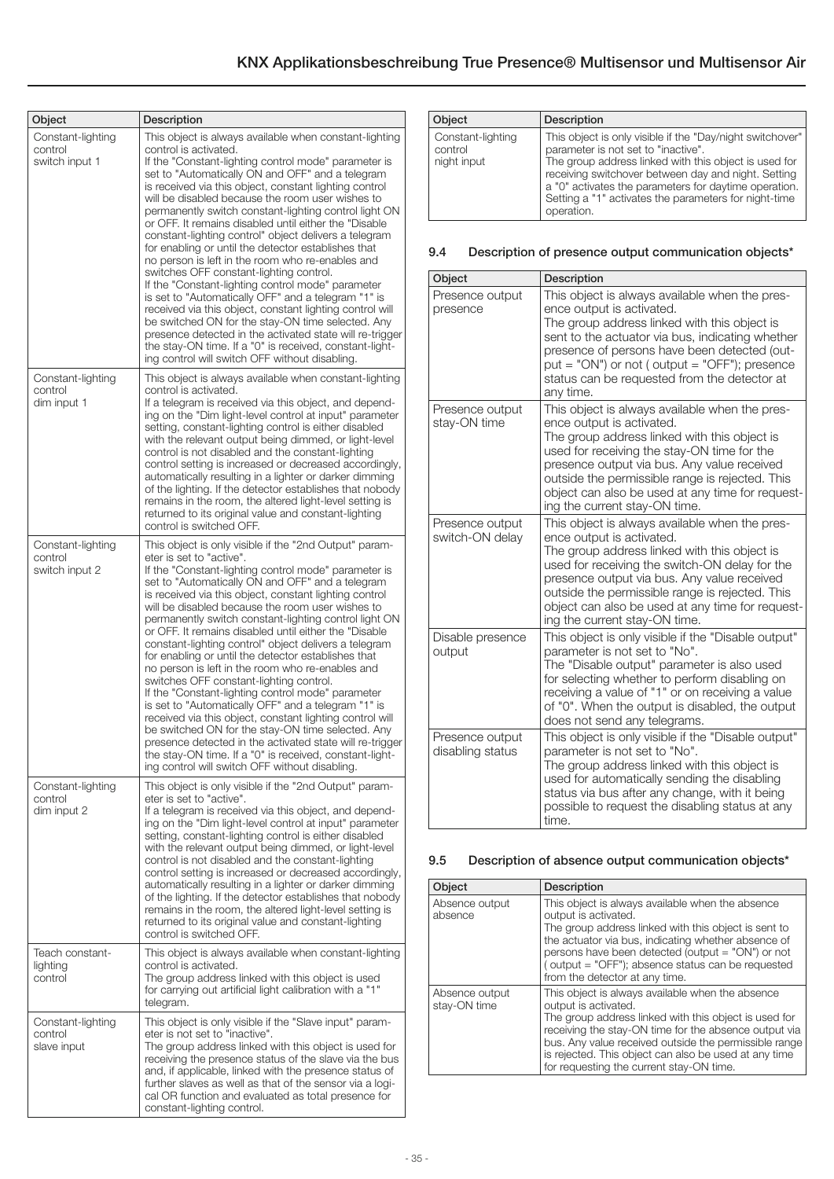| Object | Description |
|---|---|
| Constant-lighting control switch input 1 | This object is always available when constant-lighting control is activated. If the "Constant-lighting control mode" parameter is set to "Automatically ON and OFF" and a telegram is received via this object, constant lighting control will be disabled because the room user wishes to permanently switch constant-lighting control light ON or OFF. It remains disabled until either the "Disable constant-lighting control" object delivers a telegram for enabling or until the detector establishes that no person is left in the room who re-enables and switches OFF constant-lighting control. If the "Constant-lighting control mode" parameter is set to "Automatically OFF" and a telegram "1" is received via this object, constant lighting control will be switched ON for the stay-ON time selected. Any presence detected in the activated state will re-trigger the stay-ON time. If a "0" is received, constant-lighting control will switch OFF without disabling. |
| Constant-lighting control dim input 1 | This object is always available when constant-lighting control is activated. If a telegram is received via this object, and depending on the "Dim light-level control at input" parameter setting, constant-lighting control is either disabled with the relevant output being dimmed, or light-level control is not disabled and the constant-lighting control setting is increased or decreased accordingly, automatically resulting in a lighter or darker dimming of the lighting. If the detector establishes that nobody remains in the room, the altered light-level setting is returned to its original value and constant-lighting control is switched OFF. |
| Constant-lighting control switch input 2 | This object is only visible if the "2nd Output" parameter is set to "active". If the "Constant-lighting control mode" parameter is set to "Automatically ON and OFF" and a telegram is received via this object, constant lighting control will be disabled because the room user wishes to permanently switch constant-lighting control light ON or OFF. It remains disabled until either the "Disable constant-lighting control" object delivers a telegram for enabling or until the detector establishes that no person is left in the room who re-enables and switches OFF constant-lighting control. If the "Constant-lighting control mode" parameter is set to "Automatically OFF" and a telegram "1" is received via this object, constant lighting control will be switched ON for the stay-ON time selected. Any presence detected in the activated state will re-trigger the stay-ON time. If a "0" is received, constant-lighting control will switch OFF without disabling. |
| Constant-lighting control dim input 2 | This object is only visible if the "2nd Output" parameter is set to "active". If a telegram is received via this object, and depending on the "Dim light-level control at input" parameter setting, constant-lighting control is either disabled with the relevant output being dimmed, or light-level control is not disabled and the constant-lighting control setting is increased or decreased accordingly, automatically resulting in a lighter or darker dimming of the lighting. If the detector establishes that nobody remains in the room, the altered light-level setting is returned to its original value and constant-lighting control is switched OFF. |
| Teach constant-lighting control | This object is always available when constant-lighting control is activated. The group address linked with this object is used for carrying out artificial light calibration with a "1" telegram. |
| Constant-lighting control slave input | This object is only visible if the "Slave input" parameter is not set to "inactive". The group address linked with this object is used for receiving the presence status of the slave via the bus and, if applicable, linked with the presence status of further slaves as well as that of the sensor via a logical OR function and evaluated as total presence for constant-lighting control. |
| Constant-lighting control night input | This object is only visible if the "Day/night switchover" parameter is not set to "inactive". The group address linked with this object is used for receiving switchover between day and night. Setting a "0" activates the parameters for daytime operation. Setting a "1" activates the parameters for night-time operation. |

### 9.4 Description of presence output communication objects*

| Object | Description |
|---|---|
| Presence output presence | This object is always available when the presence output is activated. The group address linked with this object is sent to the actuator via bus, indicating whether presence of persons have been detected (output = "ON") or not ( output = "OFF"); presence status can be requested from the detector at any time. |
| Presence output stay-ON time | This object is always available when the presence output is activated. The group address linked with this object is used for receiving the stay-ON time for the presence output via bus. Any value received outside the permissible range is rejected. This object can also be used at any time for requesting the current stay-ON time. |
| Presence output switch-ON delay | This object is always available when the presence output is activated. The group address linked with this object is used for receiving the switch-ON delay for the presence output via bus. Any value received outside the permissible range is rejected. This object can also be used at any time for requesting the current stay-ON time. |
| Disable presence output | This object is only visible if the "Disable output" parameter is not set to "No". The "Disable output" parameter is also used for selecting whether to perform disabling on receiving a value of "1" or on receiving a value of "0". When the output is disabled, the output does not send any telegrams. |
| Presence output disabling status | This object is only visible if the "Disable output" parameter is not set to "No". The group address linked with this object is used for automatically sending the disabling status via bus after any change, with it being possible to request the disabling status at any time. |

### 9.5 Description of absence output communication objects*

| Object | Description |
|---|---|
| Absence output absence | This object is always available when the absence output is activated. The group address linked with this object is sent to the actuator via bus, indicating whether absence of persons have been detected (output = "ON") or not ( output = "OFF"); absence status can be requested from the detector at any time. |
| Absence output stay-ON time | This object is always available when the absence output is activated. The group address linked with this object is used for receiving the stay-ON time for the absence output via bus. Any value received outside the permissible range is rejected. This object can also be used at any time for requesting the current stay-ON time. |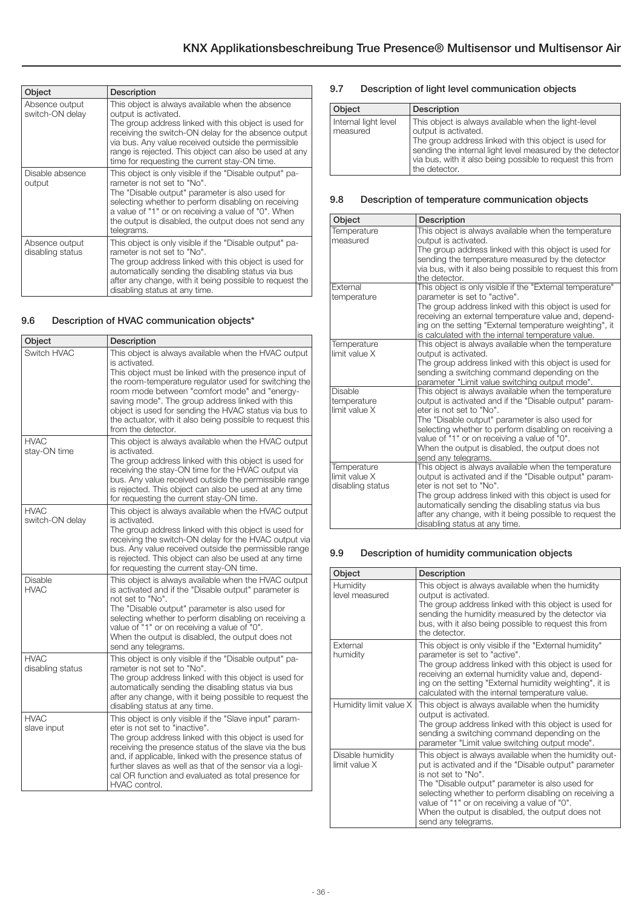| Object | Description |
|---|---|
| Absence output switch-ON delay | This object is always available when the absence output is activated. The group address linked with this object is used for receiving the switch-ON delay for the absence output via bus. Any value received outside the permissible range is rejected. This object can also be used at any time for requesting the current stay-ON time. |
| Disable absence output | This object is only visible if the "Disable output" parameter is not set to "No". The "Disable output" parameter is also used for selecting whether to perform disabling on receiving a value of "1" or on receiving a value of "0". When the output is disabled, the output does not send any telegrams. |
| Absence output disabling status | This object is only visible if the "Disable output" parameter is not set to "No". The group address linked with this object is used for automatically sending the disabling status via bus after any change, with it being possible to request the disabling status at any time. |

## 9.6 Description of HVAC communication objects*

| Object | Description |
|---|---|
| Switch HVAC | This object is always available when the HVAC output is activated. This object must be linked with the presence input of the room-temperature regulator used for switching the room mode between "comfort mode" and "energy-saving mode". The group address linked with this object is used for sending the HVAC status via bus to the actuator, with it also being possible to request this from the detector. |
| HVAC stay-ON time | This object is always available when the HVAC output is activated. The group address linked with this object is used for receiving the stay-ON time for the HVAC output via bus. Any value received outside the permissible range is rejected. This object can also be used at any time for requesting the current stay-ON time. |
| HVAC switch-ON delay | This object is always available when the HVAC output is activated. The group address linked with this object is used for receiving the switch-ON delay for the HVAC output via bus. Any value received outside the permissible range is rejected. This object can also be used at any time for requesting the current stay-ON time. |
| Disable HVAC | This object is always available when the HVAC output is activated and if the "Disable output" parameter is not set to "No". The "Disable output" parameter is also used for selecting whether to perform disabling on receiving a value of "1" or on receiving a value of "0". When the output is disabled, the output does not send any telegrams. |
| HVAC disabling status | This object is only visible if the "Disable output" parameter is not set to "No". The group address linked with this object is used for automatically sending the disabling status via bus after any change, with it being possible to request the disabling status at any time. |
| HVAC slave input | This object is only visible if the "Slave input" parameter is not set to "inactive". The group address linked with this object is used for receiving the presence status of the slave via the bus and, if applicable, linked with the presence status of further slaves as well as that of the sensor via a logical OR function and evaluated as total presence for HVAC control. |

## 9.7 Description of light level communication objects

| Object | Description |
|---|---|
| Internal light level measured | This object is always available when the light-level output is activated. The group address linked with this object is used for sending the internal light level measured by the detector via bus, with it also being possible to request this from the detector. |

## 9.8 Description of temperature communication objects

| Object | Description |
|---|---|
| Temperature measured | This object is always available when the temperature output is activated. The group address linked with this object is used for sending the temperature measured by the detector via bus, with it also being possible to request this from the detector. |
| External temperature | This object is only visible if the "External temperature" parameter is set to "active". The group address linked with this object is used for receiving an external temperature value and, depending on the setting "External temperature weighting", it is calculated with the internal temperature value. |
| Temperature limit value X | This object is always available when the temperature output is activated. The group address linked with this object is used for sending a switching command depending on the parameter "Limit value switching output mode". |
| Disable temperature limit value X | This object is always available when the temperature output is activated and if the "Disable output" parameter is not set to "No". The "Disable output" parameter is also used for selecting whether to perform disabling on receiving a value of "1" or on receiving a value of "0". When the output is disabled, the output does not send any telegrams. |
| Temperature limit value X disabling status | This object is always available when the temperature output is activated and if the "Disable output" parameter is not set to "No". The group address linked with this object is used for automatically sending the disabling status via bus after any change, with it being possible to request the disabling status at any time. |

## 9.9 Description of humidity communication objects

| Object | Description |
|---|---|
| Humidity level measured | This object is always available when the humidity output is activated. The group address linked with this object is used for sending the humidity measured by the detector via bus, with it also being possible to request this from the detector. |
| External humidity | This object is only visible if the "External humidity" parameter is set to "active". The group address linked with this object is used for receiving an external humidity value and, depending on the setting "External humidity weighting", it is calculated with the internal temperature value. |
| Humidity limit value X | This object is always available when the humidity output is activated. The group address linked with this object is used for sending a switching command depending on the parameter "Limit value switching output mode". |
| Disable humidity limit value X | This object is always available when the humidity output is activated and if the "Disable output" parameter is not set to "No". The "Disable output" parameter is also used for selecting whether to perform disabling on receiving a value of "1" or on receiving a value of "0". When the output is disabled, the output does not send any telegrams. |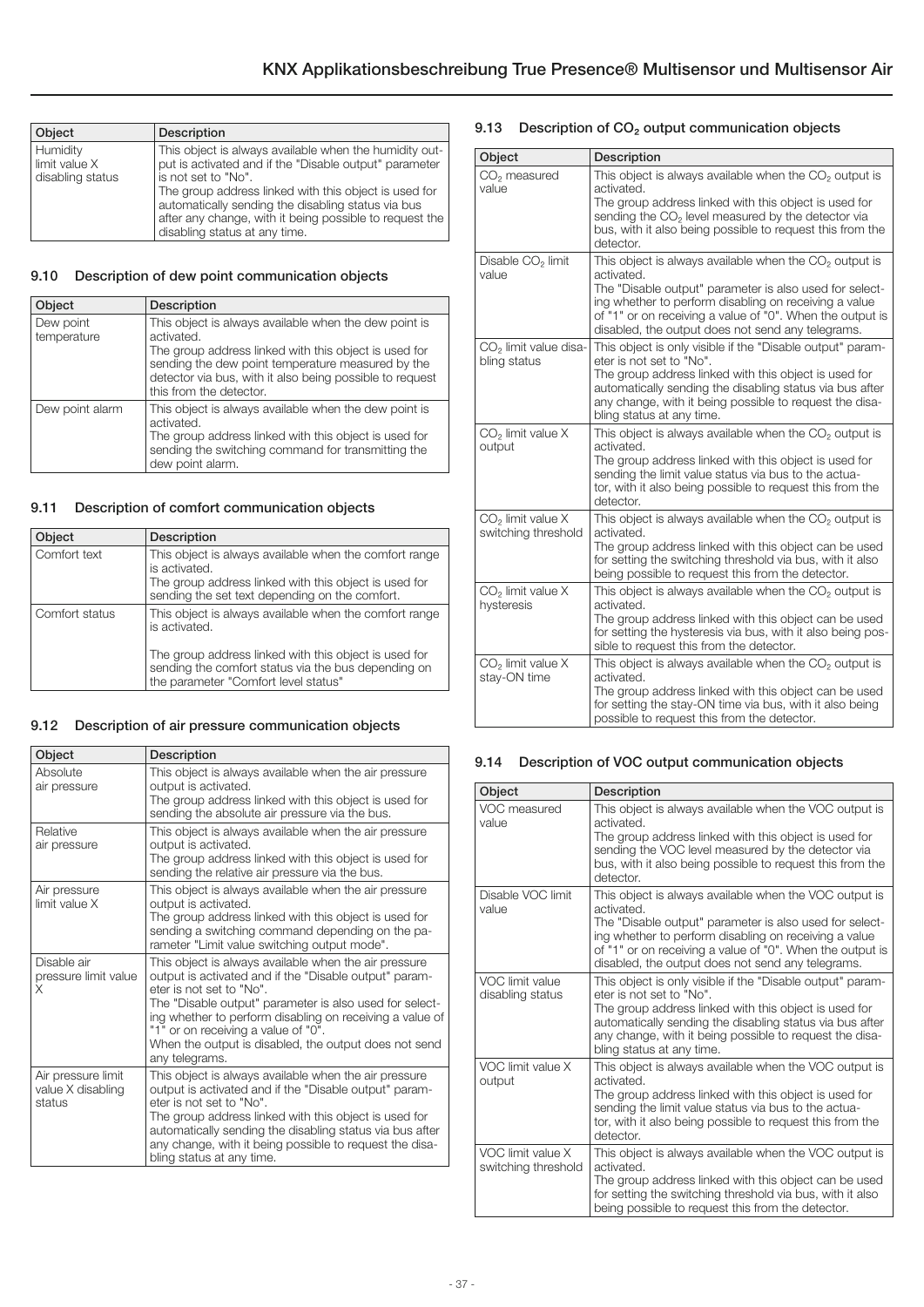| Object | Description |
| --- | --- |
| Humidity limit value X disabling status | This object is always available when the humidity output is activated and if the "Disable output" parameter is not set to "No". The group address linked with this object is used for automatically sending the disabling status via bus after any change, with it being possible to request the disabling status at any time. |

### 9.10 Description of dew point communication objects

| Object | Description |
| --- | --- |
| Dew point temperature | This object is always available when the dew point is activated. The group address linked with this object is used for sending the dew point temperature measured by the detector via bus, with it also being possible to request this from the detector. |
| Dew point alarm | This object is always available when the dew point is activated. The group address linked with this object is used for sending the switching command for transmitting the dew point alarm. |

### 9.11 Description of comfort communication objects

| Object | Description |
| --- | --- |
| Comfort text | This object is always available when the comfort range is activated. The group address linked with this object is used for sending the set text depending on the comfort. |
| Comfort status | This object is always available when the comfort range is activated.<br><br>The group address linked with this object is used for sending the comfort status via the bus depending on the parameter "Comfort level status" |

### 9.12 Description of air pressure communication objects

| Object | Description |
| --- | --- |
| Absolute air pressure | This object is always available when the air pressure output is activated. The group address linked with this object is used for sending the absolute air pressure via the bus. |
| Relative air pressure | This object is always available when the air pressure output is activated. The group address linked with this object is used for sending the relative air pressure via the bus. |
| Air pressure limit value X | This object is always available when the air pressure output is activated. The group address linked with this object is used for sending a switching command depending on the parameter "Limit value switching output mode". |
| Disable air pressure limit value X | This object is always available when the air pressure output is activated and if the "Disable output" parameter is not set to "No". The "Disable output" parameter is also used for selecting whether to perform disabling on receiving a value of "1" or on receiving a value of "0". When the output is disabled, the output does not send any telegrams. |
| Air pressure limit value X disabling status | This object is always available when the air pressure output is activated and if the "Disable output" parameter is not set to "No". The group address linked with this object is used for automatically sending the disabling status via bus after any change, with it being possible to request the disabling status at any time. |

### 9.13 Description of $CO_2$ output communication objects

| Object | Description |
| --- | --- |
| $CO_2$ measured value | This object is always available when the $CO_2$ output is activated. The group address linked with this object is used for sending the $CO_2$ level measured by the detector via bus, with it also being possible to request this from the detector. |
| Disable $CO_2$ limit value | This object is always available when the $CO_2$ output is activated. The "Disable output" parameter is also used for selecting whether to perform disabling on receiving a value of "1" or on receiving a value of "0". When the output is disabled, the output does not send any telegrams. |
| $CO_2$ limit value disabling status | This object is only visible if the "Disable output" parameter is not set to "No". The group address linked with this object is used for automatically sending the disabling status via bus after any change, with it being possible to request the disabling status at any time. |
| $CO_2$ limit value X output | This object is always available when the $CO_2$ output is activated. The group address linked with this object is used for sending the limit value status via bus to the actuator, with it also being possible to request this from the detector. |
| $CO_2$ limit value X switching threshold | This object is always available when the $CO_2$ output is activated. The group address linked with this object can be used for setting the switching threshold via bus, with it also being possible to request this from the detector. |
| $CO_2$ limit value X hysteresis | This object is always available when the $CO_2$ output is activated. The group address linked with this object can be used for setting the hysteresis via bus, with it also being possible to request this from the detector. |
| $CO_2$ limit value X stay-ON time | This object is always available when the $CO_2$ output is activated. The group address linked with this object can be used for setting the stay-ON time via bus, with it also being possible to request this from the detector. |

### 9.14 Description of VOC output communication objects

| Object | Description |
| --- | --- |
| VOC measured value | This object is always available when the VOC output is activated. The group address linked with this object is used for sending the VOC level measured by the detector via bus, with it also being possible to request this from the detector. |
| Disable VOC limit value | This object is always available when the VOC output is activated. The "Disable output" parameter is also used for selecting whether to perform disabling on receiving a value of "1" or on receiving a value of "0". When the output is disabled, the output does not send any telegrams. |
| VOC limit value disabling status | This object is only visible if the "Disable output" parameter is not set to "No". The group address linked with this object is used for automatically sending the disabling status via bus after any change, with it being possible to request the disabling status at any time. |
| VOC limit value X output | This object is always available when the VOC output is activated. The group address linked with this object is used for sending the limit value status via bus to the actuator, with it also being possible to request this from the detector. |
| VOC limit value X switching threshold | This object is always available when the VOC output is activated. The group address linked with this object can be used for setting the switching threshold via bus, with it also being possible to request this from the detector. |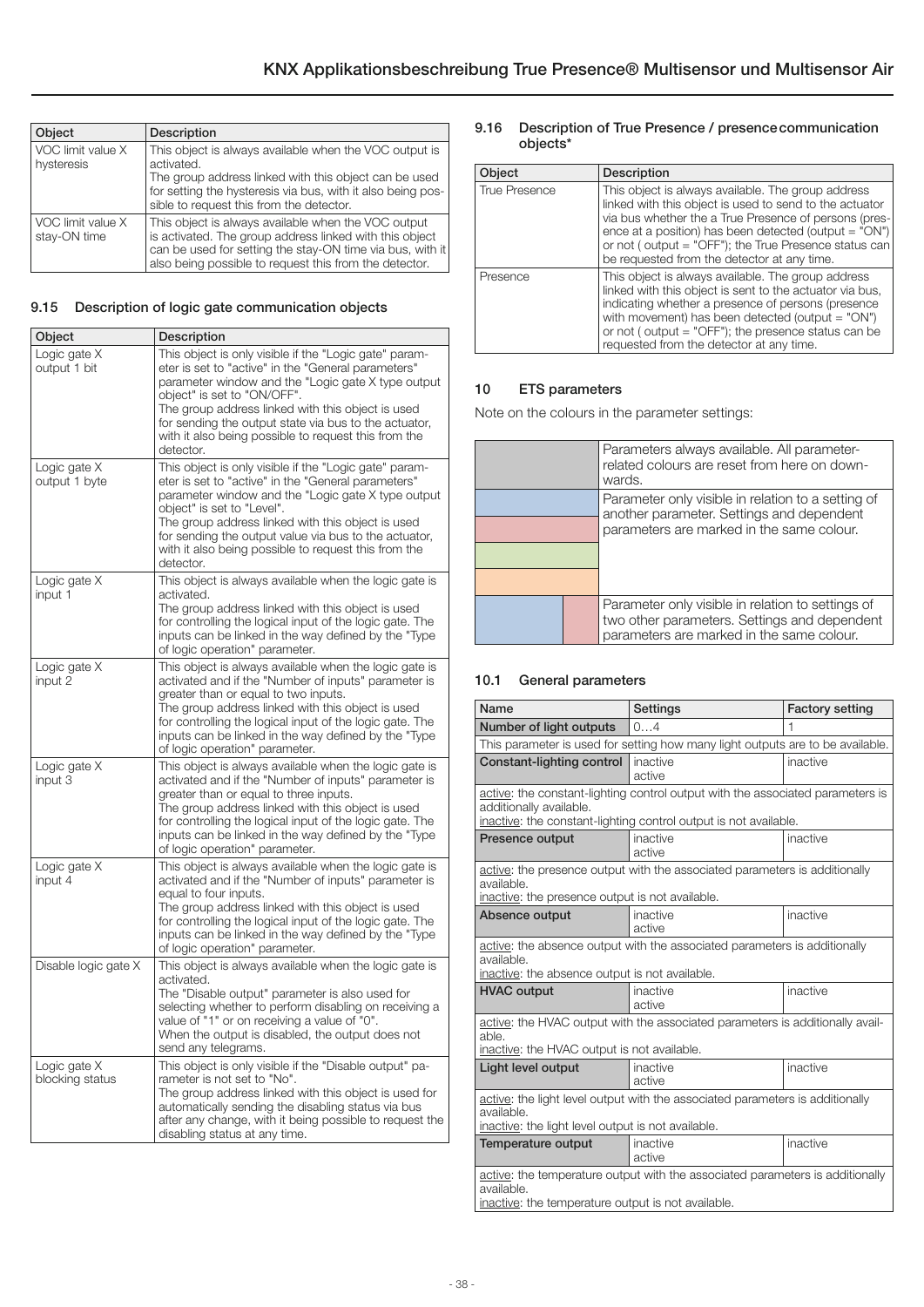| Object | Description |
|---|---|
| VOC limit value X hysteresis | This object is always available when the VOC output is activated. The group address linked with this object can be used for setting the hysteresis via bus, with it also being possible to request this from the detector. |
| VOC limit value X stay-ON time | This object is always available when the VOC output is activated. The group address linked with this object can be used for setting the stay-ON time via bus, with it also being possible to request this from the detector. |

### 9.15 Description of logic gate communication objects

| Object | Description |
|---|---|
| Logic gate X output 1 bit | This object is only visible if the "Logic gate" parameter is set to "active" in the "General parameters" parameter window and the "Logic gate X type output object" is set to "ON/OFF". The group address linked with this object is used for sending the output state via bus to the actuator, with it also being possible to request this from the detector. |
| Logic gate X output 1 byte | This object is only visible if the "Logic gate" parameter is set to "active" in the "General parameters" parameter window and the "Logic gate X type output object" is set to "Level". The group address linked with this object is used for sending the output value via bus to the actuator, with it also being possible to request this from the detector. |
| Logic gate X input 1 | This object is always available when the logic gate is activated. The group address linked with this object is used for controlling the logical input of the logic gate. The inputs can be linked in the way defined by the "Type of logic operation" parameter. |
| Logic gate X input 2 | This object is always available when the logic gate is activated and if the "Number of inputs" parameter is greater than or equal to two inputs. The group address linked with this object is used for controlling the logical input of the logic gate. The inputs can be linked in the way defined by the "Type of logic operation" parameter. |
| Logic gate X input 3 | This object is always available when the logic gate is activated and if the "Number of inputs" parameter is greater than or equal to three inputs. The group address linked with this object is used for controlling the logical input of the logic gate. The inputs can be linked in the way defined by the "Type of logic operation" parameter. |
| Logic gate X input 4 | This object is always available when the logic gate is activated and if the "Number of inputs" parameter is equal to four inputs. The group address linked with this object is used for controlling the logical input of the logic gate. The inputs can be linked in the way defined by the "Type of logic operation" parameter. |
| Disable logic gate X | This object is always available when the logic gate is activated. The "Disable output" parameter is also used for selecting whether to perform disabling on receiving a value of "1" or on receiving a value of "0". When the output is disabled, the output does not send any telegrams. |
| Logic gate X blocking status | This object is only visible if the "Disable output" parameter is not set to "No". The group address linked with this object is used for automatically sending the disabling status via bus after any change, with it being possible to request the disabling status at any time. |

### 9.16 Description of True Presence / presence communication objects*

| Object | Description |
|---|---|
| True Presence | This object is always available. The group address linked with this object is used to send to the actuator via bus whether the a True Presence of persons (presence at a position) has been detected (output = "ON") or not ( output = "OFF"); the True Presence status can be requested from the detector at any time. |
| Presence | This object is always available. The group address linked with this object is sent to the actuator via bus, indicating whether a presence of persons (presence with movement) has been detected (output = "ON") or not ( output = "OFF"); the presence status can be requested from the detector at any time. |

## 10 ETS parameters

Note on the colours in the parameter settings:

| Colour | Meaning |
|---|---|
| (grey) | Parameters always available. All parameter-related colours are reset from here on downwards. |
| (blue) / (red) / (green) / (orange) | Parameter only visible in relation to a setting of another parameter. Settings and dependent parameters are marked in the same colour. |
| (blue + red) | Parameter only visible in relation to settings of two other parameters. Settings and dependent parameters are marked in the same colour. |

### 10.1 General parameters

| Name | Settings | Factory setting |
|---|---|---|
| **Number of light outputs** | 0…4 | 1 |
| This parameter is used for setting how many light outputs are to be available. | | |
| **Constant-lighting control** | inactive<br>active | inactive |
| active: the constant-lighting control output with the associated parameters is additionally available.<br>inactive: the constant-lighting control output is not available. | | |
| **Presence output** | inactive<br>active | inactive |
| active: the presence output with the associated parameters is additionally available.<br>inactive: the presence output is not available. | | |
| **Absence output** | inactive<br>active | inactive |
| active: the absence output with the associated parameters is additionally available.<br>inactive: the absence output is not available. | | |
| **HVAC output** | inactive<br>active | inactive |
| active: the HVAC output with the associated parameters is additionally available.<br>inactive: the HVAC output is not available. | | |
| **Light level output** | inactive<br>active | inactive |
| active: the light level output with the associated parameters is additionally available.<br>inactive: the light level output is not available. | | |
| **Temperature output** | inactive<br>active | inactive |
| active: the temperature output with the associated parameters is additionally available.<br>inactive: the temperature output is not available. | | |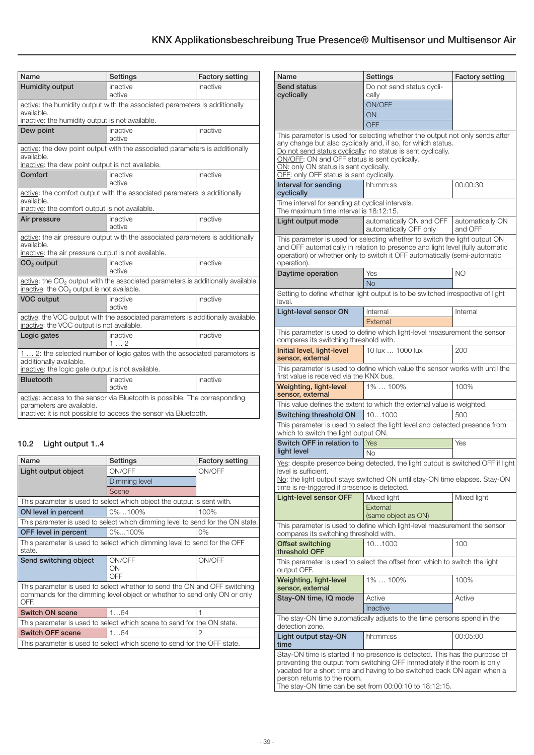| Name | Settings | Factory setting |
|---|---|---|
| **Humidity output** | inactive<br>active | inactive |
| active: the humidity output with the associated parameters is additionally available.<br>inactive: the humidity output is not available. | | |
| **Dew point** | inactive<br>active | inactive |
| active: the dew point output with the associated parameters is additionally available.<br>inactive: the dew point output is not available. | | |
| **Comfort** | inactive<br>active | inactive |
| active: the comfort output with the associated parameters is additionally available.<br>inactive: the comfort output is not available. | | |
| **Air pressure** | inactive<br>active | inactive |
| active: the air pressure output with the associated parameters is additionally available.<br>inactive: the air pressure output is not available. | | |
| **$CO_2$ output** | inactive<br>active | inactive |
| active: the $CO_2$ output with the associated parameters is additionally available.<br>inactive: the $CO_2$ output is not available. | | |
| **VOC output** | inactive<br>active | inactive |
| active: the VOC output with the associated parameters is additionally available.<br>inactive: the VOC output is not available. | | |
| **Logic gates** | inactive<br>1 … 2 | inactive |
| 1 … 2: the selected number of logic gates with the associated parameters is additionally available.<br>inactive: the logic gate output is not available. | | |
| **Bluetooth** | inactive<br>active | inactive |
| active: access to the sensor via Bluetooth is possible. The corresponding parameters are available.<br>inactive: it is not possible to access the sensor via Bluetooth. | | |

## 10.2 Light output 1..4

| Name | Settings | Factory setting |
|---|---|---|
| **Light output object** | ON/OFF<br>Dimming level<br>Scene | ON/OFF |
| This parameter is used to select which object the output is sent with. | | |
| **ON level in percent** | 0%…100% | 100% |
| This parameter is used to select which dimming level to send for the ON state. | | |
| **OFF level in percent** | 0%…100% | 0% |
| This parameter is used to select which dimming level to send for the OFF state. | | |
| **Send switching object** | ON/OFF<br>ON<br>OFF | ON/OFF |
| This parameter is used to select whether to send the ON and OFF switching commands for the dimming level object or whether to send only ON or only OFF. | | |
| **Switch ON scene** | 1…64 | 1 |
| This parameter is used to select which scene to send for the ON state. | | |
| **Switch OFF scene** | 1…64 | 2 |
| This parameter is used to select which scene to send for the OFF state. | | |

| Name | Settings | Factory setting |
|---|---|---|
| **Send status cyclically** | Do not send status cyclically<br>ON/OFF<br>ON<br>OFF | |
| This parameter is used for selecting whether the output not only sends after any change but also cyclically and, if so, for which status.<br>Do not send status cyclically: no status is sent cyclically.<br>ON/OFF: ON and OFF status is sent cyclically.<br>ON: only ON status is sent cyclically.<br>OFF: only OFF status is sent cyclically. | | |
| **Interval for sending cyclically** | hh:mm:ss | 00:00:30 |
| Time interval for sending at cyclical intervals.<br>The maximum time interval is 18:12:15. | | |
| **Light output mode** | automatically ON and OFF<br>automatically OFF only | automatically ON and OFF |
| This parameter is used for selecting whether to switch the light output ON and OFF automatically in relation to presence and light level (fully automatic operation) or whether only to switch it OFF automatically (semi-automatic operation). | | |
| **Daytime operation** | Yes<br>No | NO |
| Setting to define whether light output is to be switched irrespective of light level. | | |
| **Light-level sensor ON** | Internal<br>External | Internal |
| This parameter is used to define which light-level measurement the sensor compares its switching threshold with. | | |
| **Initial level, light-level sensor, external** | 10 lux … 1000 lux | 200 |
| This parameter is used to define which value the sensor works with until the first value is received via the KNX bus. | | |
| **Weighting, light-level sensor, external** | 1% … 100% | 100% |
| This value defines the extent to which the external value is weighted. | | |
| **Switching threshold ON** | 10…1000 | 500 |
| This parameter is used to select the light level and detected presence from which to switch the light output ON. | | |
| **Switch OFF in relation to light level** | Yes<br>No | Yes |
| Yes: despite presence being detected, the light output is switched OFF if light level is sufficient.<br>No: the light output stays switched ON until stay-ON time elapses. Stay-ON time is re-triggered if presence is detected. | | |
| **Light-level sensor OFF** | Mixed light<br>External (same object as ON) | Mixed light |
| This parameter is used to define which light-level measurement the sensor compares its switching threshold with. | | |
| **Offset switching threshold OFF** | 10…1000 | 100 |
| This parameter is used to select the offset from which to switch the light output OFF. | | |
| **Weighting, light-level sensor, external** | 1% … 100% | 100% |
| **Stay-ON time, IQ mode** | Active<br>Inactive | Active |
| The stay-ON time automatically adjusts to the time persons spend in the detection zone. | | |
| **Light output stay-ON time** | hh:mm:ss | 00:05:00 |
| Stay-ON time is started if no presence is detected. This has the purpose of preventing the output from switching OFF immediately if the room is only vacated for a short time and having to be switched back ON again when a person returns to the room.<br>The stay-ON time can be set from 00:00:10 to 18:12:15. | | |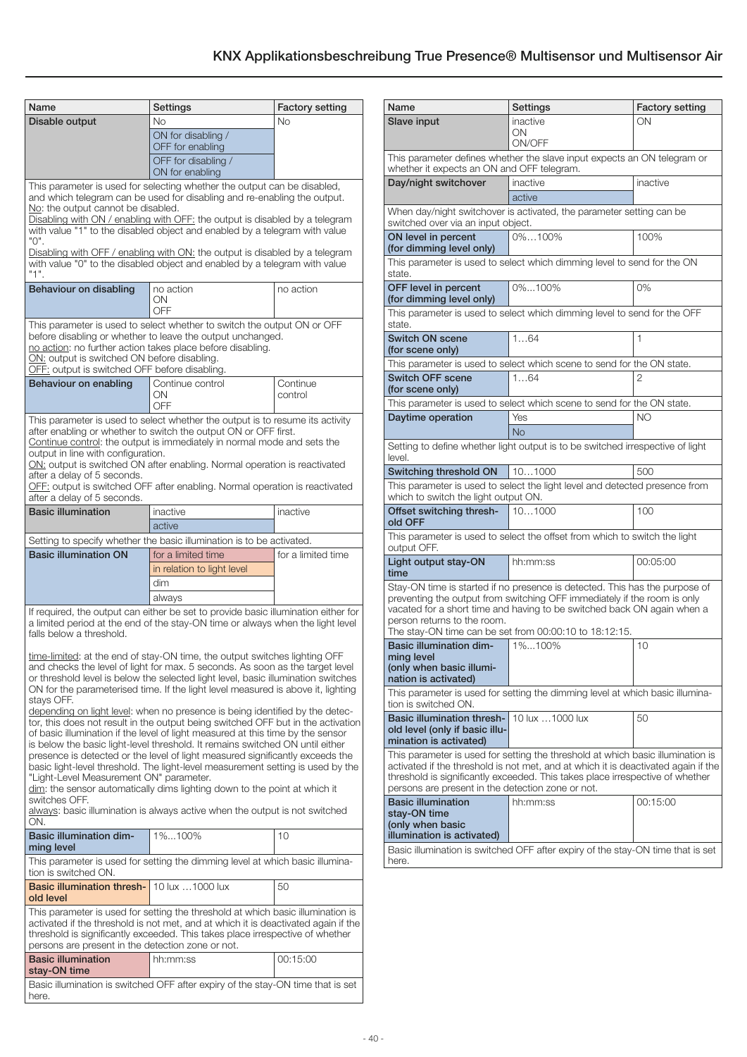| Name | Settings | Factory setting |
|---|---|---|
| Disable output | No | No |
| | ON for disabling / OFF for enabling | |
| | OFF for disabling / ON for enabling | |

This parameter is used for selecting whether the output can be disabled, and which telegram can be used for disabling and re-enabling the output.
No: the output cannot be disabled.
Disabling with ON / enabling with OFF: the output is disabled by a telegram with value "1" to the disabled object and enabled by a telegram with value "0".
Disabling with OFF / enabling with ON: the output is disabled by a telegram with value "0" to the disabled object and enabled by a telegram with value "1".

| Name | Settings | Factory setting |
|---|---|---|
| Behaviour on disabling | no action<br>ON<br>OFF | no action |

This parameter is used to select whether to switch the output ON or OFF before disabling or whether to leave the output unchanged.
no action: no further action takes place before disabling.
ON: output is switched ON before disabling.
OFF: output is switched OFF before disabling.

| Name | Settings | Factory setting |
|---|---|---|
| Behaviour on enabling | Continue control<br>ON<br>OFF | Continue control |

This parameter is used to select whether the output is to resume its activity after enabling or whether to switch the output ON or OFF first.
Continue control: the output is immediately in normal mode and sets the output in line with configuration.
ON: output is switched ON after enabling. Normal operation is reactivated after a delay of 5 seconds.
OFF: output is switched OFF after enabling. Normal operation is reactivated after a delay of 5 seconds.

| Name | Settings | Factory setting |
|---|---|---|
| Basic illumination | inactive | inactive |
| | active | |

Setting to specify whether the basic illumination is to be activated.

| Name | Settings | Factory setting |
|---|---|---|
| Basic illumination ON | for a limited time | for a limited time |
| | in relation to light level | |
| | dim | |
| | always | |

If required, the output can either be set to provide basic illumination either for a limited period at the end of the stay-ON time or always when the light level falls below a threshold.

time-limited: at the end of stay-ON time, the output switches lighting OFF and checks the level of light for max. 5 seconds. As soon as the target level or threshold level is below the selected light level, basic illumination switches ON for the parameterised time. If the light level measured is above it, lighting stays OFF.
depending on light level: when no presence is being identified by the detector, this does not result in the output being switched OFF but in the activation of basic illumination if the level of light measured at this time by the sensor is below the basic light-level threshold. It remains switched ON until either presence is detected or the level of light measured significantly exceeds the basic light-level threshold. The light-level measurement setting is used by the "Light-Level Measurement ON" parameter.
dim: the sensor automatically dims lighting down to the point at which it switches OFF.
always: basic illumination is always active when the output is not switched ON.

| Name | Settings | Factory setting |
|---|---|---|
| Basic illumination dimming level | 1%...100% | 10 |

This parameter is used for setting the dimming level at which basic illumination is switched ON.

| Name | Settings | Factory setting |
|---|---|---|
| Basic illumination threshold level | 10 lux ...1000 lux | 50 |

This parameter is used for setting the threshold at which basic illumination is activated if the threshold is not met, and at which it is deactivated again if the threshold is significantly exceeded. This takes place irrespective of whether persons are present in the detection zone or not.

| Name | Settings | Factory setting |
|---|---|---|
| Basic illumination stay-ON time | hh:mm:ss | 00:15:00 |

Basic illumination is switched OFF after expiry of the stay-ON time that is set here.

| Name | Settings | Factory setting |
|---|---|---|
| Slave input | inactive<br>ON<br>ON/OFF | ON |

This parameter defines whether the slave input expects an ON telegram or whether it expects an ON and OFF telegram.

| Name | Settings | Factory setting |
|---|---|---|
| Day/night switchover | inactive | inactive |
| | active | |

When day/night switchover is activated, the parameter setting can be switched over via an input object.

| Name | Settings | Factory setting |
|---|---|---|
| ON level in percent (for dimming level only) | 0%...100% | 100% |

This parameter is used to select which dimming level to send for the ON state.

| Name | Settings | Factory setting |
|---|---|---|
| OFF level in percent (for dimming level only) | 0%...100% | 0% |

This parameter is used to select which dimming level to send for the OFF state.

| Name | Settings | Factory setting |
|---|---|---|
| Switch ON scene (for scene only) | 1…64 | 1 |

This parameter is used to select which scene to send for the ON state.

| Name | Settings | Factory setting |
|---|---|---|
| Switch OFF scene (for scene only) | 1…64 | 2 |

This parameter is used to select which scene to send for the ON state.

| Name | Settings | Factory setting |
|---|---|---|
| Daytime operation | Yes | NO |
| | No | |

Setting to define whether light output is to be switched irrespective of light level.

| Name | Settings | Factory setting |
|---|---|---|
| Switching threshold ON | 10…1000 | 500 |

This parameter is used to select the light level and detected presence from which to switch the light output ON.

| Name | Settings | Factory setting |
|---|---|---|
| Offset switching threshold OFF | 10…1000 | 100 |

This parameter is used to select the offset from which to switch the light output OFF.

| Name | Settings | Factory setting |
|---|---|---|
| Light output stay-ON time | hh:mm:ss | 00:05:00 |

Stay-ON time is started if no presence is detected. This has the purpose of preventing the output from switching OFF immediately if the room is only vacated for a short time and having to be switched back ON again when a person returns to the room.
The stay-ON time can be set from 00:00:10 to 18:12:15.

| Name | Settings | Factory setting |
|---|---|---|
| Basic illumination dimming level (only when basic illumination is activated) | 1%...100% | 10 |

This parameter is used for setting the dimming level at which basic illumination is switched ON.

| Name | Settings | Factory setting |
|---|---|---|
| Basic illumination threshold level (only if basic illumination is activated) | 10 lux …1000 lux | 50 |

This parameter is used for setting the threshold at which basic illumination is activated if the threshold is not met, and at which it is deactivated again if the threshold is significantly exceeded. This takes place irrespective of whether persons are present in the detection zone or not.

| Name | Settings | Factory setting |
|---|---|---|
| Basic illumination stay-ON time (only when basic illumination is activated) | hh:mm:ss | 00:15:00 |

Basic illumination is switched OFF after expiry of the stay-ON time that is set here.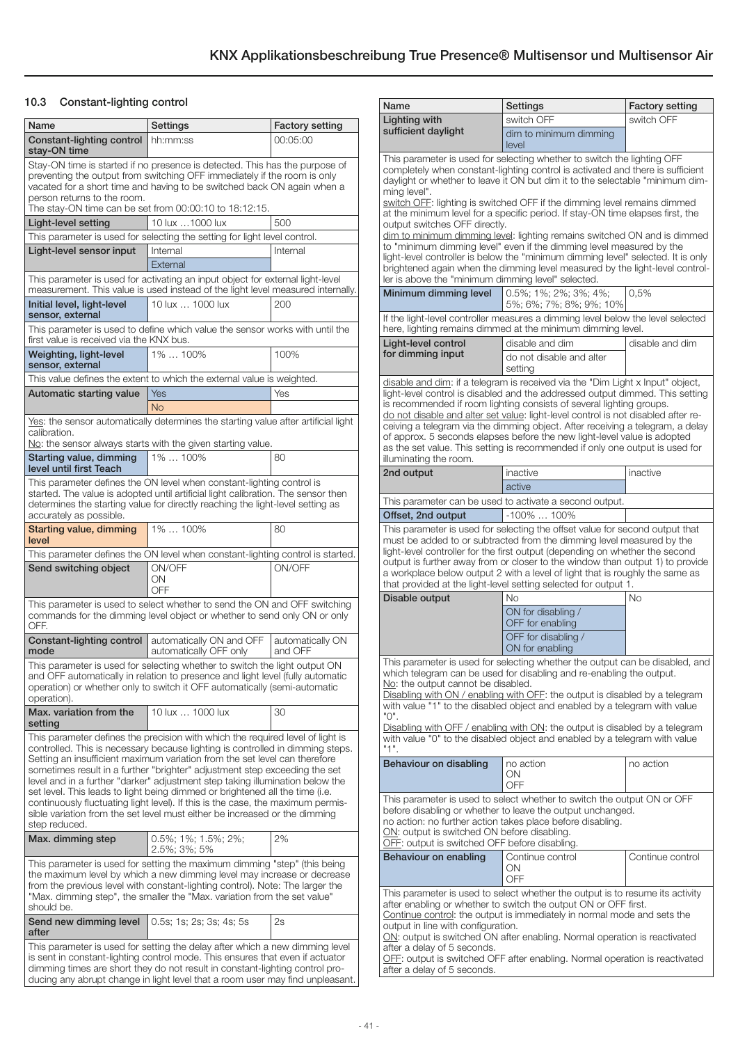## 10.3 Constant-lighting control

| Name | Settings | Factory setting |
|---|---|---|
| Constant-lighting control stay-ON time | hh:mm:ss | 00:05:00 |
| Stay-ON time is started if no presence is detected. This has the purpose of preventing the output from switching OFF immediately if the room is only vacated for a short time and having to be switched back ON again when a person returns to the room. The stay-ON time can be set from 00:00:10 to 18:12:15. | | |
| Light-level setting | 10 lux …1000 lux | 500 |
| This parameter is used for selecting the setting for light level control. | | |
| Light-level sensor input | Internal<br>External | Internal |
| This parameter is used for activating an input object for external light-level measurement. This value is used instead of the light level measured internally. | | |
| Initial level, light-level sensor, external | 10 lux … 1000 lux | 200 |
| This parameter is used to define which value the sensor works with until the first value is received via the KNX bus. | | |
| Weighting, light-level sensor, external | 1% … 100% | 100% |
| This value defines the extent to which the external value is weighted. | | |
| Automatic starting value | Yes<br>No | Yes |
| Yes: the sensor automatically determines the starting value after artificial light calibration.<br>No: the sensor always starts with the given starting value. | | |
| Starting value, dimming level until first Teach | 1% … 100% | 80 |
| This parameter defines the ON level when constant-lighting control is started. The value is adopted until artificial light calibration. The sensor then determines the starting value for directly reaching the light-level setting as accurately as possible. | | |
| Starting value, dimming level | 1% … 100% | 80 |
| This parameter defines the ON level when constant-lighting control is started. | | |
| Send switching object | ON/OFF<br>ON<br>OFF | ON/OFF |
| This parameter is used to select whether to send the ON and OFF switching commands for the dimming level object or whether to send only ON or only OFF. | | |
| Constant-lighting control mode | automatically ON and OFF<br>automatically OFF only | automatically ON and OFF |
| This parameter is used for selecting whether to switch the light output ON and OFF automatically in relation to presence and light level (fully automatic operation) or whether only to switch it OFF automatically (semi-automatic operation). | | |
| Max. variation from the setting | 10 lux … 1000 lux | 30 |
| This parameter defines the precision with which the required level of light is controlled. This is necessary because lighting is controlled in dimming steps. Setting an insufficient maximum variation from the set level can therefore sometimes result in a further "brighter" adjustment step exceeding the set level and in a further "darker" adjustment step taking illumination below the set level. This leads to light being dimmed or brightened all the time (i.e. continuously fluctuating light level). If this is the case, the maximum permissible variation from the set level must either be increased or the dimming step reduced. | | |
| Max. dimming step | 0.5%; 1%; 1.5%; 2%; 2.5%; 3%; 5% | 2% |
| This parameter is used for selecting the maximum dimming "step" (this being the maximum level by which a new dimming level may increase or decrease from the previous level with constant-lighting control). Note: The larger the "Max. dimming step", the smaller the "Max. variation from the set value" should be. | | |
| Send new dimming level after | 0.5s; 1s; 2s; 3s; 4s; 5s | 2s |
| This parameter is used for setting the delay after which a new dimming level is sent in constant-lighting control mode. This ensures that even if actuator dimming times are short they do not result in constant-lighting control producing any abrupt change in light level that a room user may find unpleasant. | | |

| Name | Settings | Factory setting |
|---|---|---|
| Lighting with sufficient daylight | switch OFF<br>dim to minimum dimming level | switch OFF |
| This parameter is used for selecting whether to switch the lighting OFF completely when constant-lighting control is activated and there is sufficient daylight or whether to leave it ON but dim it to the selectable "minimum dimming level".<br>switch OFF: lighting is switched OFF if the dimming level remains dimmed at the minimum level for a specific period. If stay-ON time elapses first, the output switches OFF directly.<br>dim to minimum dimming level: lighting remains switched ON and is dimmed to "minimum dimming level" even if the dimming level measured by the light-level controller is below the "minimum dimming level" selected. It is only brightened again when the dimming level measured by the light-level controller is above the "minimum dimming level" selected. | | |
| Minimum dimming level | 0.5%; 1%; 2%; 3%; 4%; 5%; 6%; 7%; 8%; 9%; 10% | 0,5% |
| If the light-level controller measures a dimming level below the level selected here, lighting remains dimmed at the minimum dimming level. | | |
| Light-level control for dimming input | disable and dim<br>do not disable and alter setting | disable and dim |
| disable and dim: if a telegram is received via the "Dim Light x Input" object, light-level control is disabled and the addressed output dimmed. This setting is recommended if room lighting consists of several lighting groups.<br>do not disable and alter set value: light-level control is not disabled after receiving a telegram via the dimming object. After receiving a telegram, a delay of approx. 5 seconds elapses before the new light-level value is adopted as the set value. This setting is recommended if only one output is used for illuminating the room. | | |
| 2nd output | inactive<br>active | inactive |
| This parameter can be used to activate a second output. | | |
| Offset, 2nd output | -100% … 100% | |
| This parameter is used for selecting the offset value for second output that must be added to or subtracted from the dimming level measured by the light-level controller for the first output (depending on whether the second output is further away from or closer to the window than output 1) to provide a workplace below output 2 with a level of light that is roughly the same as that provided at the light-level setting selected for output 1. | | |
| Disable output | No<br>ON for disabling / OFF for enabling<br>OFF for disabling / ON for enabling | No |
| This parameter is used for selecting whether the output can be disabled, and which telegram can be used for disabling and re-enabling the output.<br>No: the output cannot be disabled.<br>Disabling with ON / enabling with OFF: the output is disabled by a telegram with value "1" to the disabled object and enabled by a telegram with value "0".<br>Disabling with OFF / enabling with ON: the output is disabled by a telegram with value "0" to the disabled object and enabled by a telegram with value "1". | | |
| Behaviour on disabling | no action<br>ON<br>OFF | no action |
| This parameter is used to select whether to switch the output ON or OFF before disabling or whether to leave the output unchanged.<br>no action: no further action takes place before disabling.<br>ON: output is switched ON before disabling.<br>OFF: output is switched OFF before disabling. | | |
| Behaviour on enabling | Continue control<br>ON<br>OFF | Continue control |
| This parameter is used to select whether the output is to resume its activity after enabling or whether to switch the output ON or OFF first.<br>Continue control: the output is immediately in normal mode and sets the output in line with configuration.<br>ON: output is switched ON after enabling. Normal operation is reactivated after a delay of 5 seconds.<br>OFF: output is switched OFF after enabling. Normal operation is reactivated after a delay of 5 seconds. | | |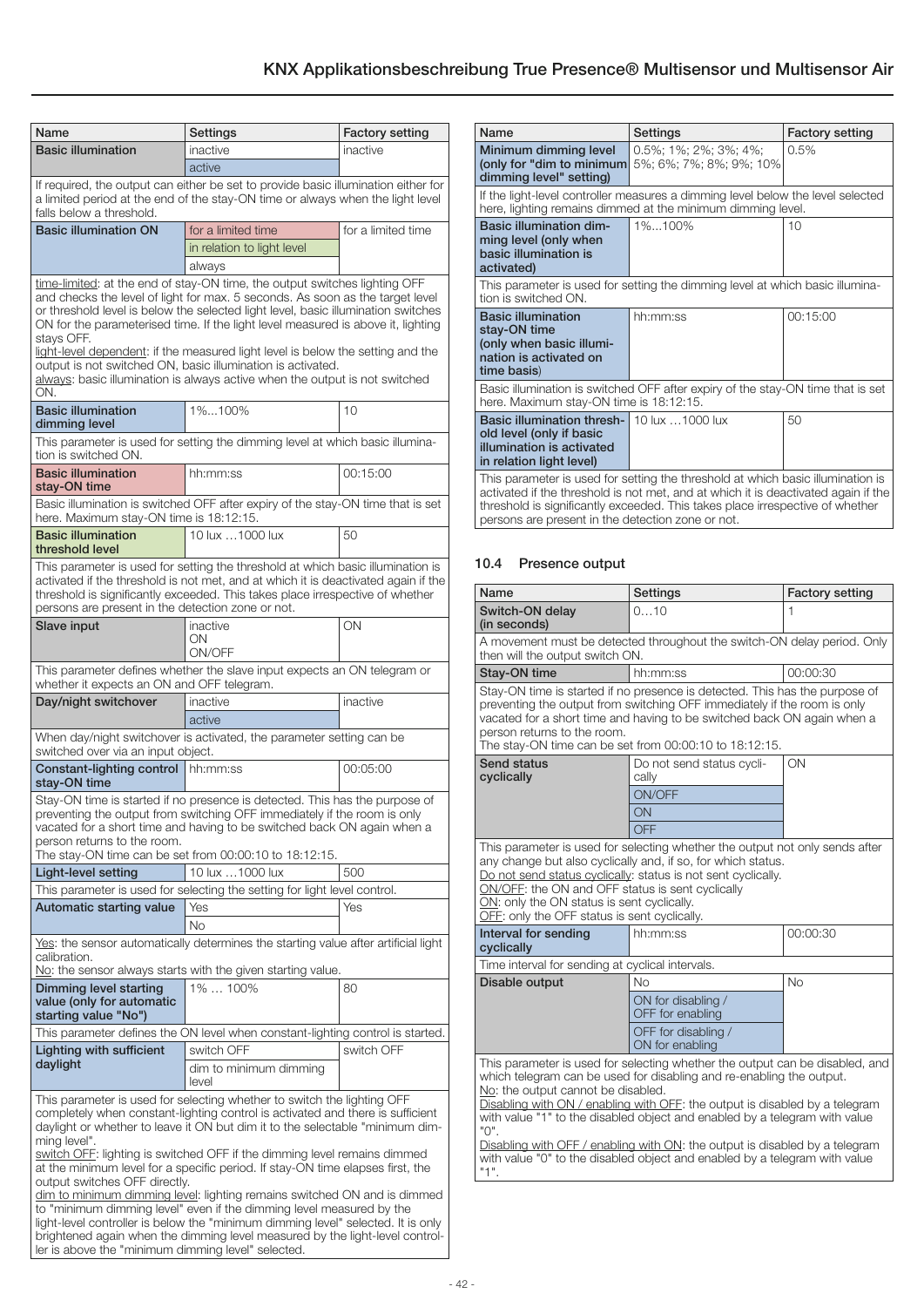| Name | Settings | Factory setting |
|---|---|---|
| **Basic illumination** | inactive<br>active | inactive |
| If required, the output can either be set to provide basic illumination either for a limited period at the end of the stay-ON time or always when the light level falls below a threshold. | | |
| **Basic illumination ON** | for a limited time<br>in relation to light level<br>always | for a limited time |
| time-limited: at the end of stay-ON time, the output switches lighting OFF and checks the level of light for max. 5 seconds. As soon as the target level or threshold level is below the selected light level, basic illumination switches ON for the parameterised time. If the light level measured is above it, lighting stays OFF.<br>light-level dependent: if the measured light level is below the setting and the output is not switched ON, basic illumination is activated.<br>always: basic illumination is always active when the output is not switched ON. | | |
| **Basic illumination dimming level** | 1%...100% | 10 |
| This parameter is used for setting the dimming level at which basic illumination is switched ON. | | |
| **Basic illumination stay-ON time** | hh:mm:ss | 00:15:00 |
| Basic illumination is switched OFF after expiry of the stay-ON time that is set here. Maximum stay-ON time is 18:12:15. | | |
| **Basic illumination threshold level** | 10 lux …1000 lux | 50 |
| This parameter is used for setting the threshold at which basic illumination is activated if the threshold is not met, and at which it is deactivated again if the threshold is significantly exceeded. This takes place irrespective of whether persons are present in the detection zone or not. | | |
| **Slave input** | inactive<br>ON<br>ON/OFF | ON |
| This parameter defines whether the slave input expects an ON telegram or whether it expects an ON and OFF telegram. | | |
| **Day/night switchover** | inactive<br>active | inactive |
| When day/night switchover is activated, the parameter setting can be switched over via an input object. | | |
| **Constant-lighting control stay-ON time** | hh:mm:ss | 00:05:00 |
| Stay-ON time is started if no presence is detected. This has the purpose of preventing the output from switching OFF immediately if the room is only vacated for a short time and having to be switched back ON again when a person returns to the room.<br>The stay-ON time can be set from 00:00:10 to 18:12:15. | | |
| **Light-level setting** | 10 lux …1000 lux | 500 |
| This parameter is used for selecting the setting for light level control. | | |
| **Automatic starting value** | Yes<br>No | Yes |
| Yes: the sensor automatically determines the starting value after artificial light calibration.<br>No: the sensor always starts with the given starting value. | | |
| **Dimming level starting value (only for automatic starting value "No")** | 1% … 100% | 80 |
| This parameter defines the ON level when constant-lighting control is started. | | |
| **Lighting with sufficient daylight** | switch OFF<br>dim to minimum dimming level | switch OFF |
| This parameter is used for selecting whether to switch the lighting OFF completely when constant-lighting control is activated and there is sufficient daylight or whether to leave it ON but dim it to the selectable "minimum dimming level".<br>switch OFF: lighting is switched OFF if the dimming level remains dimmed at the minimum level for a specific period. If stay-ON time elapses first, the output switches OFF directly.<br>dim to minimum dimming level: lighting remains switched ON and is dimmed to "minimum dimming level" even if the dimming level measured by the light-level controller is below the "minimum dimming level" selected. It is only brightened again when the dimming level measured by the light-level controller is above the "minimum dimming level" selected. | | |

| Name | Settings | Factory setting |
|---|---|---|
| **Minimum dimming level (only for "dim to minimum dimming level" setting)** | 0.5%; 1%; 2%; 3%; 4%; 5%; 6%; 7%; 8%; 9%; 10% | 0.5% |
| If the light-level controller measures a dimming level below the level selected here, lighting remains dimmed at the minimum dimming level. | | |
| **Basic illumination dimming level (only when basic illumination is activated)** | 1%...100% | 10 |
| This parameter is used for setting the dimming level at which basic illumination is switched ON. | | |
| **Basic illumination stay-ON time (only when basic illumination is activated on time basis)** | hh:mm:ss | 00:15:00 |
| Basic illumination is switched OFF after expiry of the stay-ON time that is set here. Maximum stay-ON time is 18:12:15. | | |
| **Basic illumination threshold level (only if basic illumination is activated in relation light level)** | 10 lux …1000 lux | 50 |
| This parameter is used for setting the threshold at which basic illumination is activated if the threshold is not met, and at which it is deactivated again if the threshold is significantly exceeded. This takes place irrespective of whether persons are present in the detection zone or not. | | |

## 10.4 Presence output

| Name | Settings | Factory setting |
|---|---|---|
| **Switch-ON delay (in seconds)** | 0…10 | 1 |
| A movement must be detected throughout the switch-ON delay period. Only then will the output switch ON. | | |
| **Stay-ON time** | hh:mm:ss | 00:00:30 |
| Stay-ON time is started if no presence is detected. This has the purpose of preventing the output from switching OFF immediately if the room is only vacated for a short time and having to be switched back ON again when a person returns to the room.<br>The stay-ON time can be set from 00:00:10 to 18:12:15. | | |
| **Send status cyclically** | Do not send status cyclically<br>ON/OFF<br>ON<br>OFF | ON |
| This parameter is used for selecting whether the output not only sends after any change but also cyclically and, if so, for which status.<br>Do not send status cyclically: status is not sent cyclically.<br>ON/OFF: the ON and OFF status is sent cyclically<br>ON: only the ON status is sent cyclically.<br>OFF: only the OFF status is sent cyclically. | | |
| **Interval for sending cyclically** | hh:mm:ss | 00:00:30 |
| Time interval for sending at cyclical intervals. | | |
| **Disable output** | No<br>ON for disabling / OFF for enabling<br>OFF for disabling / ON for enabling | No |
| This parameter is used for selecting whether the output can be disabled, and which telegram can be used for disabling and re-enabling the output.<br>No: the output cannot be disabled.<br>Disabling with ON / enabling with OFF: the output is disabled by a telegram with value "1" to the disabled object and enabled by a telegram with value "0".<br>Disabling with OFF / enabling with ON: the output is disabled by a telegram with value "0" to the disabled object and enabled by a telegram with value "1". | | |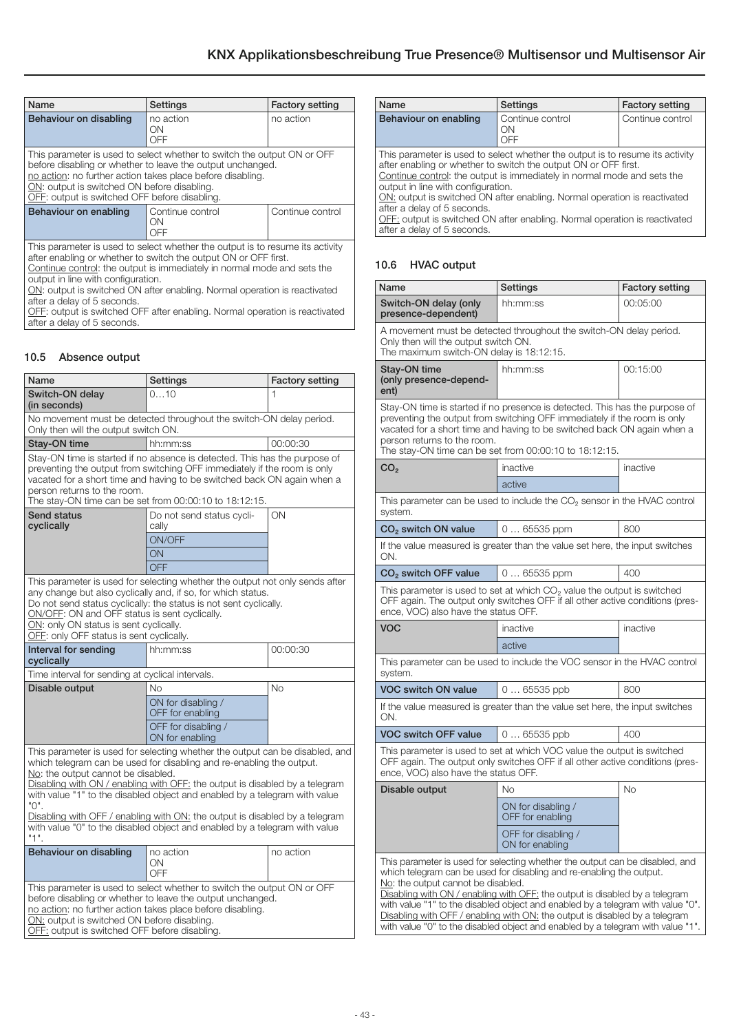| Name | Settings | Factory setting |
| --- | --- | --- |
| Behaviour on disabling | no action<br>ON<br>OFF | no action |
| This parameter is used to select whether to switch the output ON or OFF before disabling or whether to leave the output unchanged.<br>no action: no further action takes place before disabling.<br>ON: output is switched ON before disabling.<br>OFF: output is switched OFF before disabling. | | |
| Behaviour on enabling | Continue control<br>ON<br>OFF | Continue control |
| This parameter is used to select whether the output is to resume its activity after enabling or whether to switch the output ON or OFF first.<br>Continue control: the output is immediately in normal mode and sets the output in line with configuration.<br>ON: output is switched ON after enabling. Normal operation is reactivated after a delay of 5 seconds.<br>OFF: output is switched OFF after enabling. Normal operation is reactivated after a delay of 5 seconds. | | |

## 10.5 Absence output

| Name | Settings | Factory setting |
| --- | --- | --- |
| Switch-ON delay (in seconds) | 0…10 | 1 |
| No movement must be detected throughout the switch-ON delay period. Only then will the output switch ON. | | |
| Stay-ON time | hh:mm:ss | 00:00:30 |
| Stay-ON time is started if no absence is detected. This has the purpose of preventing the output from switching OFF immediately if the room is only vacated for a short time and having to be switched back ON again when a person returns to the room.<br>The stay-ON time can be set from 00:00:10 to 18:12:15. | | |
| Send status cyclically | Do not send status cyclically<br>ON/OFF<br>ON<br>OFF | ON |
| This parameter is used for selecting whether the output not only sends after any change but also cyclically and, if so, for which status.<br>Do not send status cyclically: the status is not sent cyclically.<br>ON/OFF: ON and OFF status is sent cyclically.<br>ON: only ON status is sent cyclically.<br>OFF: only OFF status is sent cyclically. | | |
| Interval for sending cyclically | hh:mm:ss | 00:00:30 |
| Time interval for sending at cyclical intervals. | | |
| Disable output | No<br>ON for disabling / OFF for enabling<br>OFF for disabling / ON for enabling | No |
| This parameter is used for selecting whether the output can be disabled, and which telegram can be used for disabling and re-enabling the output.<br>No: the output cannot be disabled.<br>Disabling with ON / enabling with OFF: the output is disabled by a telegram with value "1" to the disabled object and enabled by a telegram with value "0".<br>Disabling with OFF / enabling with ON: the output is disabled by a telegram with value "0" to the disabled object and enabled by a telegram with value "1". | | |
| Behaviour on disabling | no action<br>ON<br>OFF | no action |
| This parameter is used to select whether to switch the output ON or OFF before disabling or whether to leave the output unchanged.<br>no action: no further action takes place before disabling.<br>ON: output is switched ON before disabling.<br>OFF: output is switched OFF before disabling. | | |

| Name | Settings | Factory setting |
| --- | --- | --- |
| Behaviour on enabling | Continue control<br>ON<br>OFF | Continue control |
| This parameter is used to select whether the output is to resume its activity after enabling or whether to switch the output ON or OFF first.<br>Continue control: the output is immediately in normal mode and sets the output in line with configuration.<br>ON: output is switched ON after enabling. Normal operation is reactivated after a delay of 5 seconds.<br>OFF: output is switched ON after enabling. Normal operation is reactivated after a delay of 5 seconds. | | |

## 10.6 HVAC output

| Name | Settings | Factory setting |
| --- | --- | --- |
| Switch-ON delay (only presence-dependent) | hh:mm:ss | 00:05:00 |
| A movement must be detected throughout the switch-ON delay period. Only then will the output switch ON.<br>The maximum switch-ON delay is 18:12:15. | | |
| Stay-ON time (only presence-dependent) | hh:mm:ss | 00:15:00 |
| Stay-ON time is started if no presence is detected. This has the purpose of preventing the output from switching OFF immediately if the room is only vacated for a short time and having to be switched back ON again when a person returns to the room.<br>The stay-ON time can be set from 00:00:10 to 18:12:15. | | |
| $CO_2$ | inactive<br>active | inactive |
| This parameter can be used to include the $CO_2$ sensor in the HVAC control system. | | |
| $CO_2$ switch ON value | 0 … 65535 ppm | 800 |
| If the value measured is greater than the value set here, the input switches ON. | | |
| $CO_2$ switch OFF value | 0 … 65535 ppm | 400 |
| This parameter is used to set at which $CO_2$ value the output is switched OFF again. The output only switches OFF if all other active conditions (presence, VOC) also have the status OFF. | | |
| VOC | inactive<br>active | inactive |
| This parameter can be used to include the VOC sensor in the HVAC control system. | | |
| VOC switch ON value | 0 … 65535 ppb | 800 |
| If the value measured is greater than the value set here, the input switches ON. | | |
| VOC switch OFF value | 0 … 65535 ppb | 400 |
| This parameter is used to set at which VOC value the output is switched OFF again. The output only switches OFF if all other active conditions (presence, VOC) also have the status OFF. | | |
| Disable output | No<br>ON for disabling / OFF for enabling<br>OFF for disabling / ON for enabling | No |
| This parameter is used for selecting whether the output can be disabled, and which telegram can be used for disabling and re-enabling the output.<br>No: the output cannot be disabled.<br>Disabling with ON / enabling with OFF: the output is disabled by a telegram with value "1" to the disabled object and enabled by a telegram with value "0".<br>Disabling with OFF / enabling with ON: the output is disabled by a telegram with value "0" to the disabled object and enabled by a telegram with value "1". | | |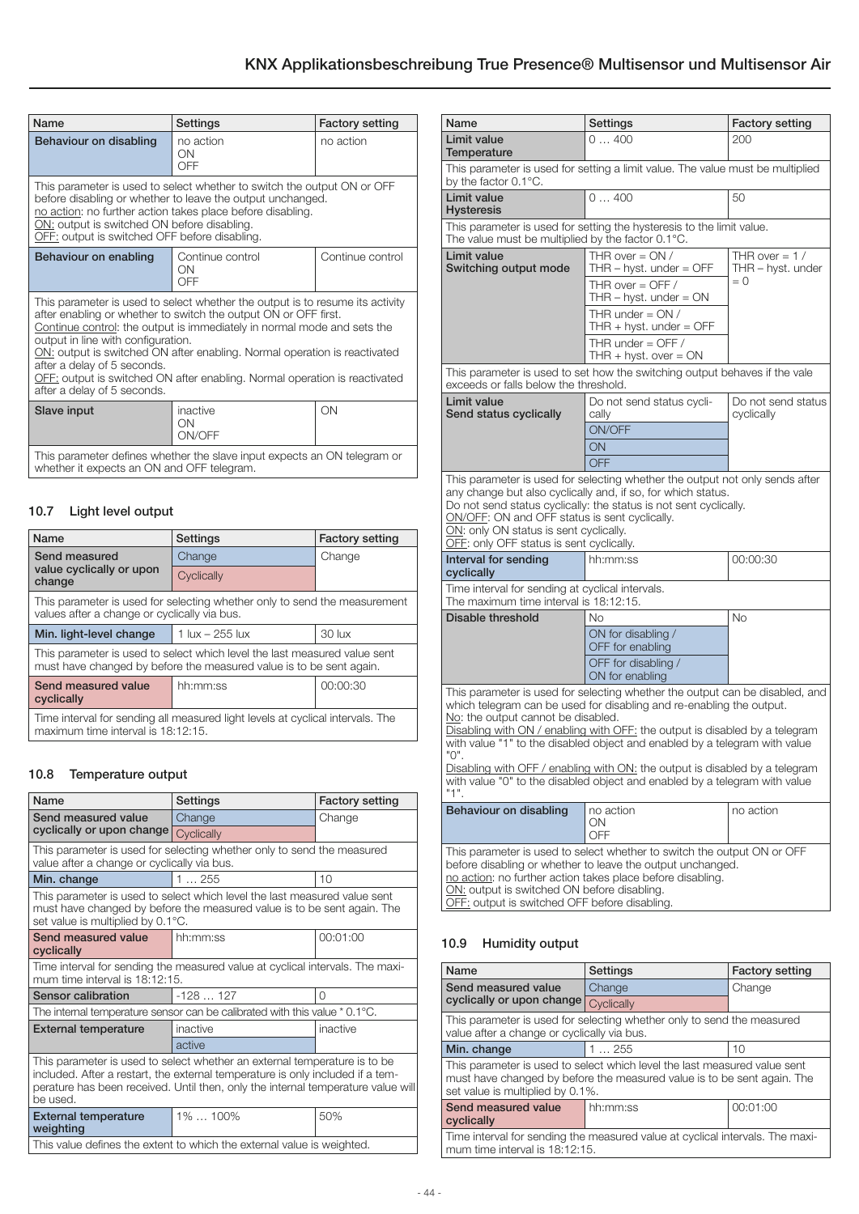| Name | Settings | Factory setting |
|---|---|---|
| **Behaviour on disabling** | no action<br>ON<br>OFF | no action |
| This parameter is used to select whether to switch the output ON or OFF before disabling or whether to leave the output unchanged.<br>no action: no further action takes place before disabling.<br>ON: output is switched ON before disabling.<br>OFF: output is switched OFF before disabling. | | |
| **Behaviour on enabling** | Continue control<br>ON<br>OFF | Continue control |
| This parameter is used to select whether the output is to resume its activity after enabling or whether to switch the output ON or OFF first.<br>Continue control: the output is immediately in normal mode and sets the output in line with configuration.<br>ON: output is switched ON after enabling. Normal operation is reactivated after a delay of 5 seconds.<br>OFF: output is switched ON after enabling. Normal operation is reactivated after a delay of 5 seconds. | | |
| **Slave input** | inactive<br>ON<br>ON/OFF | ON |
| This parameter defines whether the slave input expects an ON telegram or whether it expects an ON and OFF telegram. | | |

## 10.7 Light level output

| Name | Settings | Factory setting |
|---|---|---|
| **Send measured value cyclically or upon change** | Change<br>Cyclically | Change |
| This parameter is used for selecting whether only to send the measurement values after a change or cyclically via bus. | | |
| **Min. light-level change** | 1 lux – 255 lux | 30 lux |
| This parameter is used to select which level the last measured value sent must have changed by before the measured value is to be sent again. | | |
| **Send measured value cyclically** | hh:mm:ss | 00:00:30 |
| Time interval for sending all measured light levels at cyclical intervals. The maximum time interval is 18:12:15. | | |

## 10.8 Temperature output

| Name | Settings | Factory setting |
|---|---|---|
| **Send measured value cyclically or upon change** | Change<br>Cyclically | Change |
| This parameter is used for selecting whether only to send the measured value after a change or cyclically via bus. | | |
| **Min. change** | 1 … 255 | 10 |
| This parameter is used to select which level the last measured value sent must have changed by before the measured value is to be sent again. The set value is multiplied by 0.1°C. | | |
| **Send measured value cyclically** | hh:mm:ss | 00:01:00 |
| Time interval for sending the measured value at cyclical intervals. The maximum time interval is 18:12:15. | | |
| **Sensor calibration** | -128 … 127 | 0 |
| The internal temperature sensor can be calibrated with this value * 0.1°C. | | |
| **External temperature** | inactive<br>active | inactive |
| This parameter is used to select whether an external temperature is to be included. After a restart, the external temperature is only included if a temperature has been received. Until then, only the internal temperature value will be used. | | |
| **External temperature weighting** | 1% … 100% | 50% |
| This value defines the extent to which the external value is weighted. | | |

| Name | Settings | Factory setting |
|---|---|---|
| **Limit value Temperature** | 0 … 400 | 200 |
| This parameter is used for setting a limit value. The value must be multiplied by the factor 0.1°C. | | |
| **Limit value Hysteresis** | 0 … 400 | 50 |
| This parameter is used for setting the hysteresis to the limit value. The value must be multiplied by the factor 0.1°C. | | |
| **Limit value Switching output mode** | THR over = ON /<br>THR – hyst. under = OFF<br>THR over = OFF /<br>THR – hyst. under = ON<br>THR under = ON /<br>THR + hyst. under = OFF<br>THR under = OFF /<br>THR + hyst. over = ON | THR over = 1 /<br>THR – hyst. under = 0 |
| This parameter is used to set how the switching output behaves if the vale exceeds or falls below the threshold. | | |
| **Limit value Send status cyclically** | Do not send status cyclically<br>ON/OFF<br>ON<br>OFF | Do not send status cyclically |
| This parameter is used for selecting whether the output not only sends after any change but also cyclically and, if so, for which status.<br>Do not send status cyclically: the status is not sent cyclically.<br>ON/OFF: ON and OFF status is sent cyclically.<br>ON: only ON status is sent cyclically.<br>OFF: only OFF status is sent cyclically. | | |
| **Interval for sending cyclically** | hh:mm:ss | 00:00:30 |
| Time interval for sending at cyclical intervals.<br>The maximum time interval is 18:12:15. | | |
| **Disable threshold** | No<br>ON for disabling /<br>OFF for enabling<br>OFF for disabling /<br>ON for enabling | No |
| This parameter is used for selecting whether the output can be disabled, and which telegram can be used for disabling and re-enabling the output.<br>No: the output cannot be disabled.<br>Disabling with ON / enabling with OFF: the output is disabled by a telegram with value "1" to the disabled object and enabled by a telegram with value "0".<br>Disabling with OFF / enabling with ON: the output is disabled by a telegram with value "0" to the disabled object and enabled by a telegram with value "1". | | |
| **Behaviour on disabling** | no action<br>ON<br>OFF | no action |
| This parameter is used to select whether to switch the output ON or OFF before disabling or whether to leave the output unchanged.<br>no action: no further action takes place before disabling.<br>ON: output is switched ON before disabling.<br>OFF: output is switched OFF before disabling. | | |

## 10.9 Humidity output

| Name | Settings | Factory setting |
|---|---|---|
| **Send measured value cyclically or upon change** | Change<br>Cyclically | Change |
| This parameter is used for selecting whether only to send the measured value after a change or cyclically via bus. | | |
| **Min. change** | 1 … 255 | 10 |
| This parameter is used to select which level the last measured value sent must have changed by before the measured value is to be sent again. The set value is multiplied by 0.1%. | | |
| **Send measured value cyclically** | hh:mm:ss | 00:01:00 |
| Time interval for sending the measured value at cyclical intervals. The maximum time interval is 18:12:15. | | |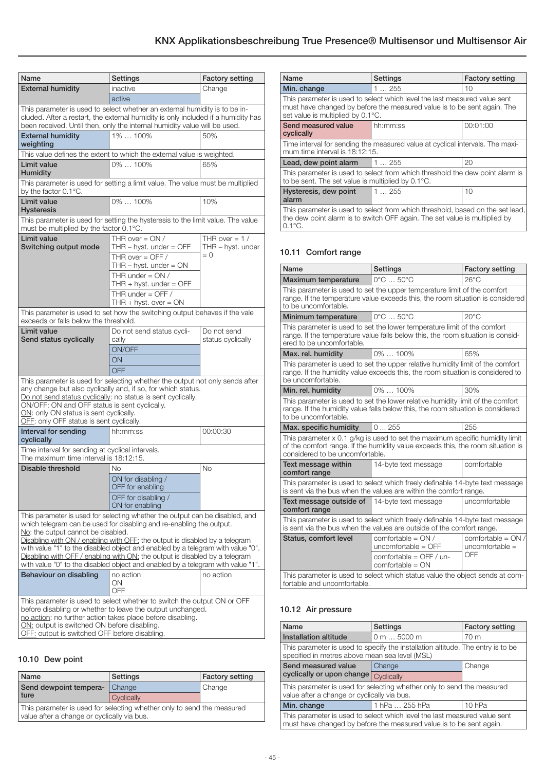| Name | Settings | Factory setting |
|---|---|---|
| **External humidity** | inactive<br>active | Change |
| This parameter is used to select whether an external humidity is to be included. After a restart, the external humidity is only included if a humidity has been received. Until then, only the internal humidity value will be used. | | |
| **External humidity weighting** | 1% … 100% | 50% |
| This value defines the extent to which the external value is weighted. | | |
| **Limit value Humidity** | 0% … 100% | 65% |
| This parameter is used for setting a limit value. The value must be multiplied by the factor 0.1°C. | | |
| **Limit value Hysteresis** | 0% … 100% | 10% |
| This parameter is used for setting the hysteresis to the limit value. The value must be multiplied by the factor 0.1°C. | | |
| **Limit value Switching output mode** | THR over = ON / THR – hyst. under = OFF<br>THR over = OFF / THR – hyst. under = ON<br>THR under = ON / THR + hyst. under = OFF<br>THR under = OFF / THR + hyst. over = ON | THR over = 1 / THR – hyst. under = 0 |
| This parameter is used to set how the switching output behaves if the vale exceeds or falls below the threshold. | | |
| **Limit value Send status cyclically** | Do not send status cyclically<br>ON/OFF<br>ON<br>OFF | Do not send status cyclically |
| This parameter is used for selecting whether the output not only sends after any change but also cyclically and, if so, for which status.<br>Do not send status cyclically: no status is sent cyclically.<br>ON/OFF: ON and OFF status is sent cyclically.<br>ON: only ON status is sent cyclically.<br>OFF: only OFF status is sent cyclically. | | |
| **Interval for sending cyclically** | hh:mm:ss | 00:00:30 |
| Time interval for sending at cyclical intervals.<br>The maximum time interval is 18:12:15. | | |
| **Disable threshold** | No<br>ON for disabling / OFF for enabling<br>OFF for disabling / ON for enabling | No |
| This parameter is used for selecting whether the output can be disabled, and which telegram can be used for disabling and re-enabling the output.<br>No: the output cannot be disabled.<br>Disabling with ON / enabling with OFF: the output is disabled by a telegram with value "1" to the disabled object and enabled by a telegram with value "0".<br>Disabling with OFF / enabling with ON: the output is disabled by a telegram with value "0" to the disabled object and enabled by a telegram with value "1". | | |
| **Behaviour on disabling** | no action<br>ON<br>OFF | no action |
| This parameter is used to select whether to switch the output ON or OFF before disabling or whether to leave the output unchanged.<br>no action: no further action takes place before disabling.<br>ON: output is switched ON before disabling.<br>OFF: output is switched OFF before disabling. | | |

## 10.10 Dew point

| Name | Settings | Factory setting |
|---|---|---|
| **Send dewpoint temperature** | Change<br>Cyclically | Change |
| This parameter is used for selecting whether only to send the measured value after a change or cyclically via bus. | | |
| **Min. change** | 1 … 255 | 10 |
| This parameter is used to select which level the last measured value sent must have changed by before the measured value is to be sent again. The set value is multiplied by 0.1°C. | | |
| **Send measured value cyclically** | hh:mm:ss | 00:01:00 |
| Time interval for sending the measured value at cyclical intervals. The maximum time interval is 18:12:15. | | |
| **Lead, dew point alarm** | 1 … 255 | 20 |
| This parameter is used to select from which threshold the dew point alarm is to be sent. The set value is multiplied by 0.1°C. | | |
| **Hysteresis, dew point alarm** | 1 … 255 | 10 |
| This parameter is used to select from which threshold, based on the set lead, the dew point alarm is to switch OFF again. The set value is multiplied by 0.1°C. | | |

## 10.11 Comfort range

| Name | Settings | Factory setting |
|---|---|---|
| **Maximum temperature** | 0°C … 50°C | 26°C |
| This parameter is used to set the upper temperature limit of the comfort range. If the temperature value exceeds this, the room situation is considered to be uncomfortable. | | |
| **Minimum temperature** | 0°C … 50°C | 20°C |
| This parameter is used to set the lower temperature limit of the comfort range. If the temperature value falls below this, the room situation is considered to be uncomfortable. | | |
| **Max. rel. humidity** | 0% … 100% | 65% |
| This parameter is used to set the upper relative humidity limit of the comfort range. If the humidity value exceeds this, the room situation is considered to be uncomfortable. | | |
| **Min. rel. humidity** | 0% … 100% | 30% |
| This parameter is used to set the lower relative humidity limit of the comfort range. If the humidity value falls below this, the room situation is considered to be uncomfortable. | | |
| **Max. specific humidity** | 0 … 255 | 255 |
| This parameter x 0.1 g/kg is used to set the maximum specific humidity limit of the comfort range. If the humidity value exceeds this, the room situation is considered to be uncomfortable. | | |
| **Text message within comfort range** | 14-byte text message | comfortable |
| This parameter is used to select which freely definable 14-byte text message is sent via the bus when the values are within the comfort range. | | |
| **Text message outside of comfort range** | 14-byte text message | uncomfortable |
| This parameter is used to select which freely definable 14-byte text message is sent via the bus when the values are outside of the comfort range. | | |
| **Status, comfort level** | comfortable = ON / uncomfortable = OFF<br>comfortable = OFF / uncomfortable = ON | comfortable = ON / uncomfortable = OFF |
| This parameter is used to select which status value the object sends at comfortable and uncomfortable. | | |

## 10.12 Air pressure

| Name | Settings | Factory setting |
|---|---|---|
| **Installation altitude** | 0 m … 5000 m | 70 m |
| This parameter is used to specify the installation altitude. The entry is to be specified in metres above mean sea level (MSL) | | |
| **Send measured value cyclically or upon change** | Change<br>Cyclically | Change |
| This parameter is used for selecting whether only to send the measured value after a change or cyclically via bus. | | |
| **Min. change** | 1 hPa … 255 hPa | 10 hPa |
| This parameter is used to select which level the last measured value sent must have changed by before the measured value is to be sent again. | | |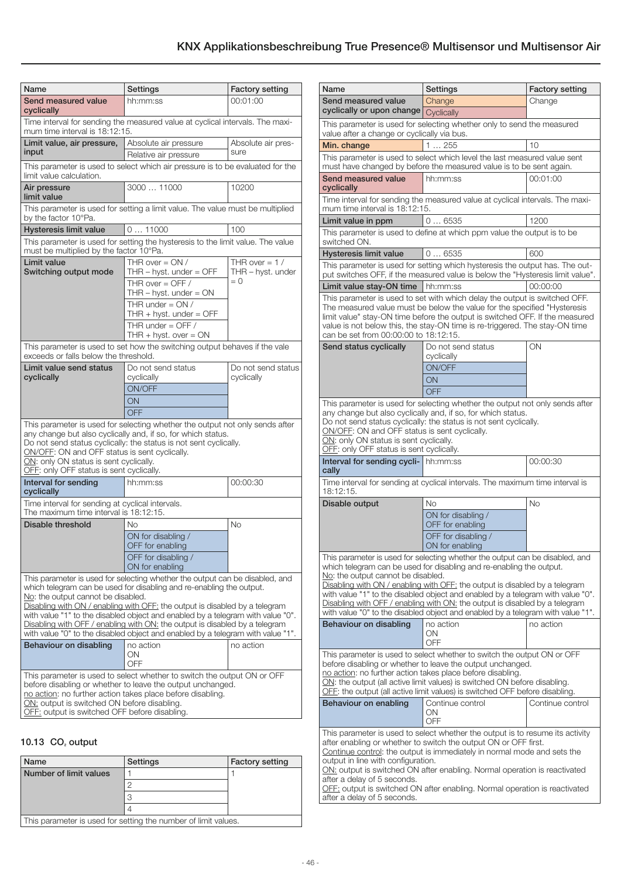| Name | Settings | Factory setting |
|---|---|---|
| **Send measured value cyclically** | hh:mm:ss | 00:01:00 |
| Time interval for sending the measured value at cyclical intervals. The maximum time interval is 18:12:15. | | |
| **Limit value, air pressure, input** | Absolute air pressure | Absolute air pressure |
| | Relative air pressure | |
| This parameter is used to select which air pressure is to be evaluated for the limit value calculation. | | |
| **Air pressure limit value** | 3000 … 11000 | 10200 |
| This parameter is used for setting a limit value. The value must be multiplied by the factor 10°Pa. | | |
| **Hysteresis limit value** | 0 … 11000 | 100 |
| This parameter is used for setting the hysteresis to the limit value. The value must be multiplied by the factor 10°Pa. | | |
| **Limit value Switching output mode** | THR over = ON / THR – hyst. under = OFF | THR over = 1 / THR – hyst. under = 0 |
| | THR over = OFF / THR – hyst. under = ON | |
| | THR under = ON / THR + hyst. under = OFF | |
| | THR under = OFF / THR + hyst. over = ON | |
| This parameter is used to set how the switching output behaves if the vale exceeds or falls below the threshold. | | |
| **Limit value send status cyclically** | Do not send status cyclically | Do not send status cyclically |
| | ON/OFF | |
| | ON | |
| | OFF | |
| This parameter is used for selecting whether the output not only sends after any change but also cyclically and, if so, for which status.<br>Do not send status cyclically: the status is not sent cyclically.<br>ON/OFF: ON and OFF status is sent cyclically.<br>ON: only ON status is sent cyclically.<br>OFF: only OFF status is sent cyclically. | | |
| **Interval for sending cyclically** | hh:mm:ss | 00:00:30 |
| Time interval for sending at cyclical intervals.<br>The maximum time interval is 18:12:15. | | |
| **Disable threshold** | No | No |
| | ON for disabling / OFF for enabling | |
| | OFF for disabling / ON for enabling | |
| This parameter is used for selecting whether the output can be disabled, and which telegram can be used for disabling and re-enabling the output.<br>No: the output cannot be disabled.<br>Disabling with ON / enabling with OFF: the output is disabled by a telegram with value "1" to the disabled object and enabled by a telegram with value "0".<br>Disabling with OFF / enabling with ON: the output is disabled by a telegram with value "0" to the disabled object and enabled by a telegram with value "1". | | |
| **Behaviour on disabling** | no action<br>ON<br>OFF | no action |
| This parameter is used to select whether to switch the output ON or OFF before disabling or whether to leave the output unchanged.<br>no action: no further action takes place before disabling.<br>ON: output is switched ON before disabling.<br>OFF: output is switched OFF before disabling. | | |

## 10.13 $CO_2$ output

| Name | Settings | Factory setting |
|---|---|---|
| **Number of limit values** | 1 | 1 |
| | 2 | |
| | 3 | |
| | 4 | |
| This parameter is used for setting the number of limit values. | | |

| Name | Settings | Factory setting |
|---|---|---|
| **Send measured value cyclically or upon change** | Change | Change |
| | Cyclically | |
| This parameter is used for selecting whether only to send the measured value after a change or cyclically via bus. | | |
| **Min. change** | 1 … 255 | 10 |
| This parameter is used to select which level the last measured value sent must have changed by before the measured value is to be sent again. | | |
| **Send measured value cyclically** | hh:mm:ss | 00:01:00 |
| Time interval for sending the measured value at cyclical intervals. The maximum time interval is 18:12:15. | | |
| **Limit value in ppm** | 0 … 6535 | 1200 |
| This parameter is used to define at which ppm value the output is to be switched ON. | | |
| **Hysteresis limit value** | 0 … 6535 | 600 |
| This parameter is used for setting which hysteresis the output has. The output switches OFF, if the measured value is below the "Hysteresis limit value". | | |
| **Limit value stay-ON time** | hh:mm:ss | 00:00:00 |
| This parameter is used to set with which delay the output is switched OFF. The measured value must be below the value for the specified "Hysteresis limit value" stay-ON time before the output is switched OFF. If the measured value is not below this, the stay-ON time is re-triggered. The stay-ON time can be set from 00:00:00 to 18:12:15. | | |
| **Send status cyclically** | Do not send status cyclically | ON |
| | ON/OFF | |
| | ON | |
| | OFF | |
| This parameter is used for selecting whether the output not only sends after any change but also cyclically and, if so, for which status.<br>Do not send status cyclically: the status is not sent cyclically.<br>ON/OFF: ON and OFF status is sent cyclically.<br>ON: only ON status is sent cyclically.<br>OFF: only OFF status is sent cyclically. | | |
| **Interval for sending cyclically** | hh:mm:ss | 00:00:30 |
| Time interval for sending at cyclical intervals. The maximum time interval is 18:12:15. | | |
| **Disable output** | No | No |
| | ON for disabling / OFF for enabling | |
| | OFF for disabling / ON for enabling | |
| This parameter is used for selecting whether the output can be disabled, and which telegram can be used for disabling and re-enabling the output.<br>No: the output cannot be disabled.<br>Disabling with ON / enabling with OFF: the output is disabled by a telegram with value "1" to the disabled object and enabled by a telegram with value "0".<br>Disabling with OFF / enabling with ON: the output is disabled by a telegram with value "0" to the disabled object and enabled by a telegram with value "1". | | |
| **Behaviour on disabling** | no action<br>ON<br>OFF | no action |
| This parameter is used to select whether to switch the output ON or OFF before disabling or whether to leave the output unchanged.<br>no action: no further action takes place before disabling.<br>ON: the output (all active limit values) is switched ON before disabling.<br>OFF: the output (all active limit values) is switched OFF before disabling. | | |
| **Behaviour on enabling** | Continue control<br>ON<br>OFF | Continue control |
| This parameter is used to select whether the output is to resume its activity after enabling or whether to switch the output ON or OFF first.<br>Continue control: the output is immediately in normal mode and sets the output in line with configuration.<br>ON: output is switched ON after enabling. Normal operation is reactivated after a delay of 5 seconds.<br>OFF: output is switched ON after enabling. Normal operation is reactivated after a delay of 5 seconds. | | |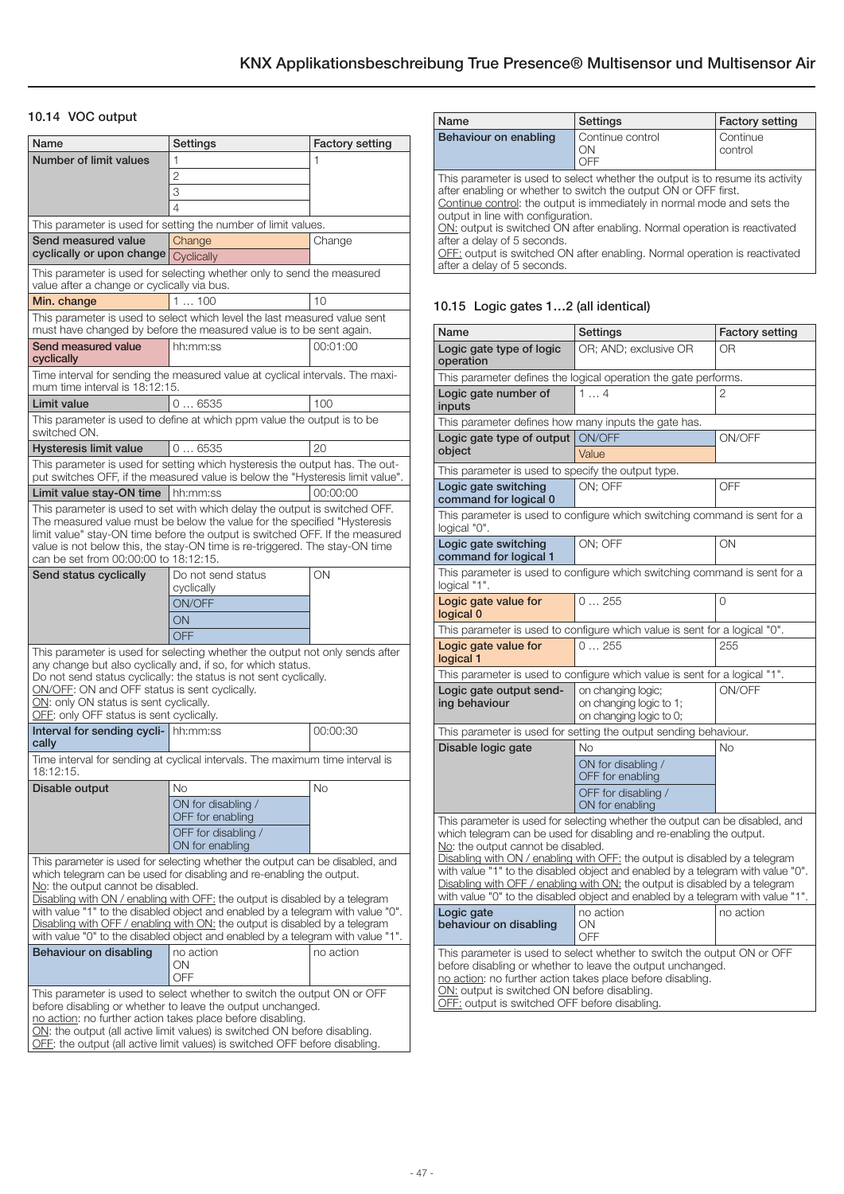### 10.14 VOC output

| Name | Settings | Factory setting |
|---|---|---|
| Number of limit values | 1<br>2<br>3<br>4 | 1 |
| This parameter is used for setting the number of limit values. | | |
| Send measured value cyclically or upon change | Change<br>Cyclically | Change |
| This parameter is used for selecting whether only to send the measured value after a change or cyclically via bus. | | |
| Min. change | 1 … 100 | 10 |
| This parameter is used to select which level the last measured value sent must have changed by before the measured value is to be sent again. | | |
| Send measured value cyclically | hh:mm:ss | 00:01:00 |
| Time interval for sending the measured value at cyclical intervals. The maximum time interval is 18:12:15. | | |
| Limit value | 0 … 6535 | 100 |
| This parameter is used to define at which ppm value the output is to be switched ON. | | |
| Hysteresis limit value | 0 … 6535 | 20 |
| This parameter is used for setting which hysteresis the output has. The output switches OFF, if the measured value is below the "Hysteresis limit value". | | |
| Limit value stay-ON time | hh:mm:ss | 00:00:00 |
| This parameter is used to set with which delay the output is switched OFF. The measured value must be below the value for the specified "Hysteresis limit value" stay-ON time before the output is switched OFF. If the measured value is not below this, the stay-ON time is re-triggered. The stay-ON time can be set from 00:00:00 to 18:12:15. | | |
| Send status cyclically | Do not send status cyclically<br>ON/OFF<br>ON<br>OFF | ON |
| This parameter is used for selecting whether the output not only sends after any change but also cyclically and, if so, for which status.<br>Do not send status cyclically: the status is not sent cyclically.<br>ON/OFF: ON and OFF status is sent cyclically.<br>ON: only ON status is sent cyclically.<br>OFF: only OFF status is sent cyclically. | | |
| Interval for sending cyclically | hh:mm:ss | 00:00:30 |
| Time interval for sending at cyclical intervals. The maximum time interval is 18:12:15. | | |
| Disable output | No<br>ON for disabling / OFF for enabling<br>OFF for disabling / ON for enabling | No |
| This parameter is used for selecting whether the output can be disabled, and which telegram can be used for disabling and re-enabling the output.<br>No: the output cannot be disabled.<br>Disabling with ON / enabling with OFF: the output is disabled by a telegram with value "1" to the disabled object and enabled by a telegram with value "0".<br>Disabling with OFF / enabling with ON: the output is disabled by a telegram with value "0" to the disabled object and enabled by a telegram with value "1". | | |
| Behaviour on disabling | no action<br>ON<br>OFF | no action |
| This parameter is used to select whether to switch the output ON or OFF before disabling or whether to leave the output unchanged.<br>no action: no further action takes place before disabling.<br>ON: the output (all active limit values) is switched ON before disabling.<br>OFF: the output (all active limit values) is switched OFF before disabling. | | |
| Behaviour on enabling | Continue control<br>ON<br>OFF | Continue control |
| This parameter is used to select whether the output is to resume its activity after enabling or whether to switch the output ON or OFF first.<br>Continue control: the output is immediately in normal mode and sets the output in line with configuration.<br>ON: output is switched ON after enabling. Normal operation is reactivated after a delay of 5 seconds.<br>OFF: output is switched ON after enabling. Normal operation is reactivated after a delay of 5 seconds. | | |

### 10.15 Logic gates 1…2 (all identical)

| Name | Settings | Factory setting |
|---|---|---|
| Logic gate type of logic operation | OR; AND; exclusive OR | OR |
| This parameter defines the logical operation the gate performs. | | |
| Logic gate number of inputs | 1 … 4 | 2 |
| This parameter defines how many inputs the gate has. | | |
| Logic gate type of output object | ON/OFF<br>Value | ON/OFF |
| This parameter is used to specify the output type. | | |
| Logic gate switching command for logical 0 | ON; OFF | OFF |
| This parameter is used to configure which switching command is sent for a logical "0". | | |
| Logic gate switching command for logical 1 | ON; OFF | ON |
| This parameter is used to configure which switching command is sent for a logical "1". | | |
| Logic gate value for logical 0 | 0 … 255 | 0 |
| This parameter is used to configure which value is sent for a logical "0". | | |
| Logic gate value for logical 1 | 0 … 255 | 255 |
| This parameter is used to configure which value is sent for a logical "1". | | |
| Logic gate output sending behaviour | on changing logic;<br>on changing logic to 1;<br>on changing logic to 0; | ON/OFF |
| This parameter is used for setting the output sending behaviour. | | |
| Disable logic gate | No<br>ON for disabling / OFF for enabling<br>OFF for disabling / ON for enabling | No |
| This parameter is used for selecting whether the output can be disabled, and which telegram can be used for disabling and re-enabling the output.<br>No: the output cannot be disabled.<br>Disabling with ON / enabling with OFF: the output is disabled by a telegram with value "1" to the disabled object and enabled by a telegram with value "0".<br>Disabling with OFF / enabling with ON: the output is disabled by a telegram with value "0" to the disabled object and enabled by a telegram with value "1". | | |
| Logic gate behaviour on disabling | no action<br>ON<br>OFF | no action |
| This parameter is used to select whether to switch the output ON or OFF before disabling or whether to leave the output unchanged.<br>no action: no further action takes place before disabling.<br>ON: output is switched ON before disabling.<br>OFF: output is switched OFF before disabling. | | |